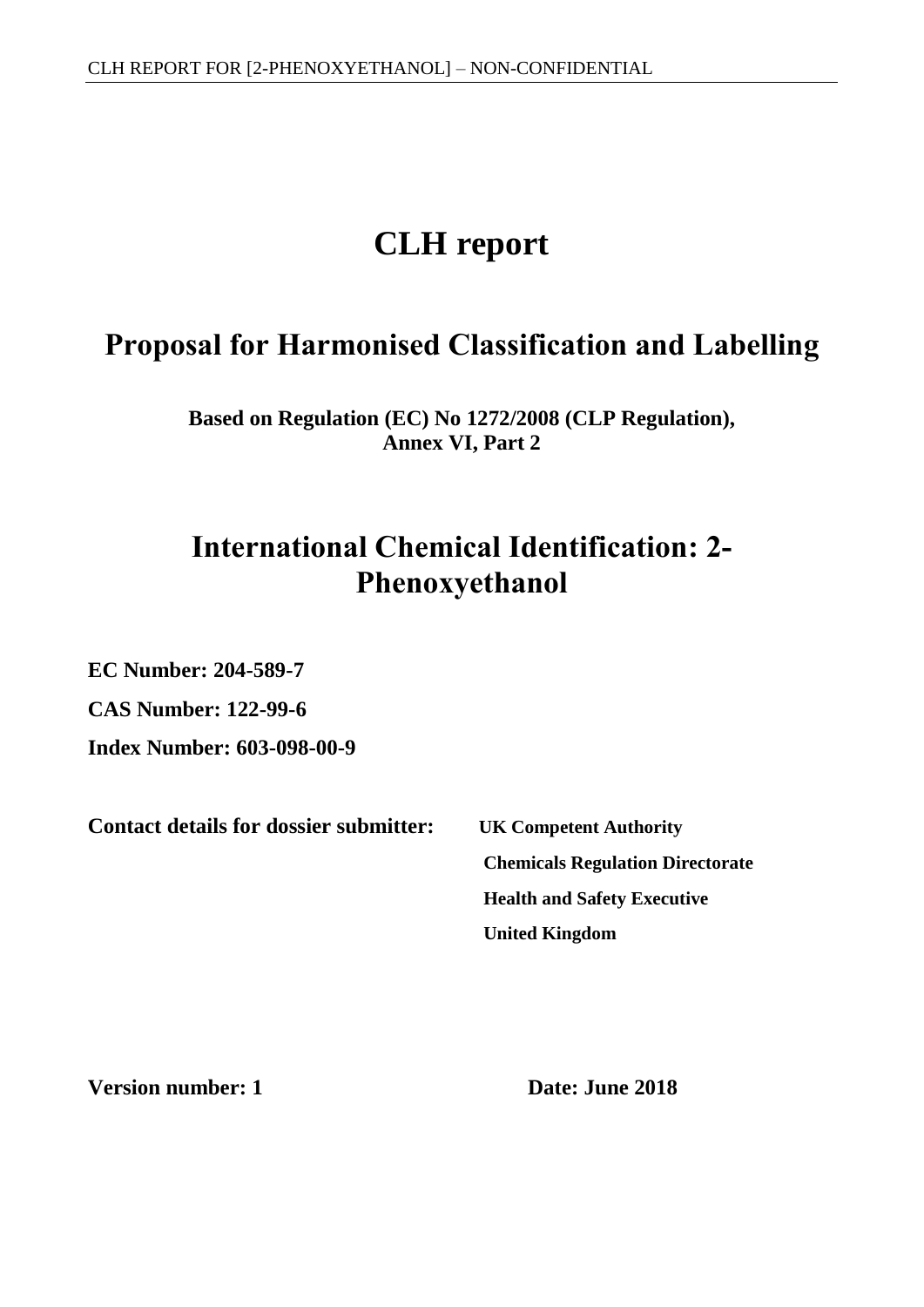# CLH report

## Proposal for Harmonised Classification and Labelling

**Based on Regulation (EC) No 1272/2008 (CLP Regulation), Annex VI, Part 2**

## International Chemical Identification: 2-Phenoxyethanol

**EC Number: 204-589-7**

**CAS Number: 122-99-6**

**Index Number: 603-098-00-9**

**Contact details for dossier submitter:** **UK Competent Authority**
**Chemicals Regulation Directorate**
**Health and Safety Executive**
**United Kingdom**

**Version number: 1** **Date: June 2018**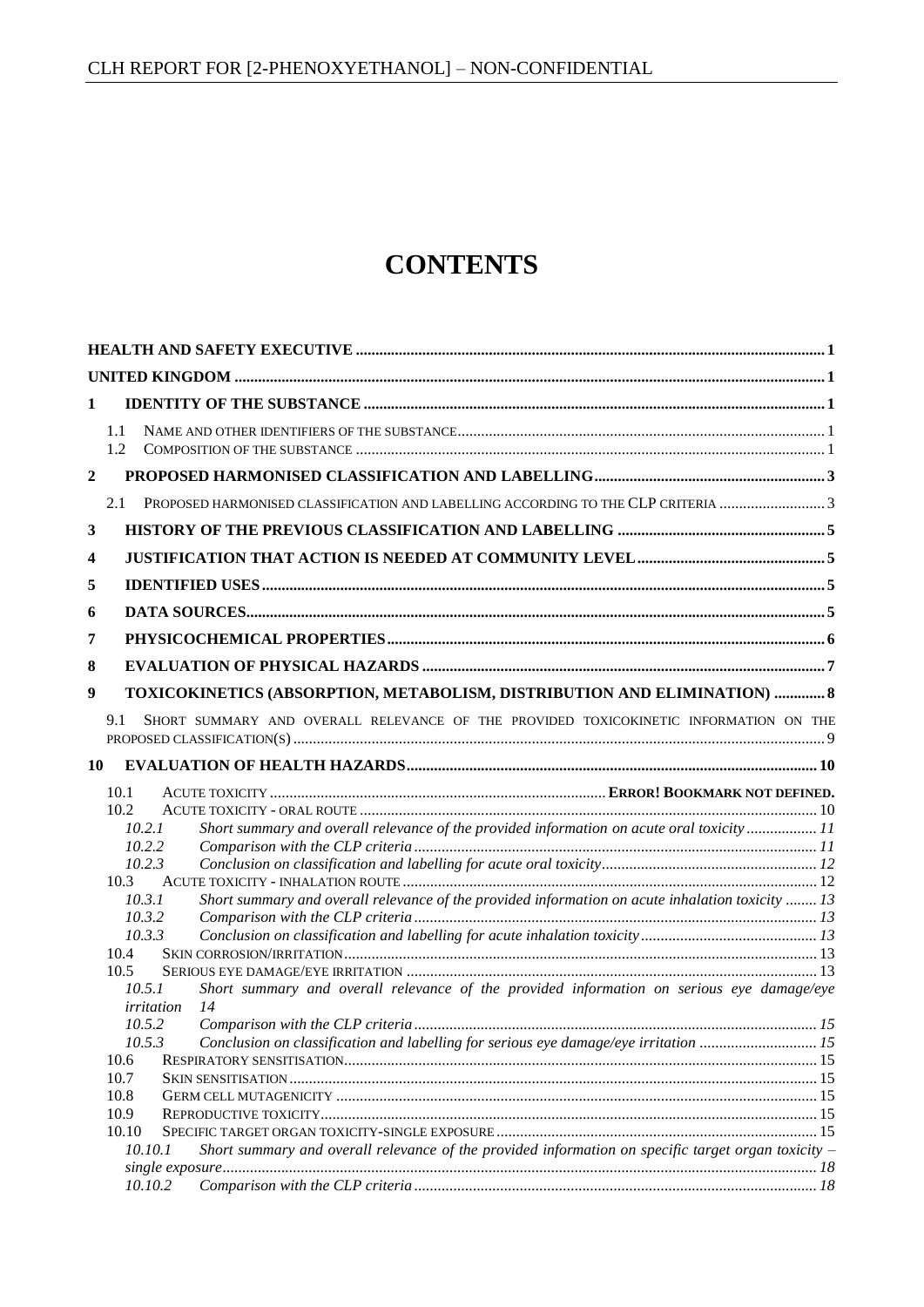# CONTENTS

HEALTH AND SAFETY EXECUTIVE ... 1
UNITED KINGDOM ... 1
1 IDENTITY OF THE SUBSTANCE ... 1
 1.1 NAME AND OTHER IDENTIFIERS OF THE SUBSTANCE ... 1
 1.2 COMPOSITION OF THE SUBSTANCE ... 1
2 PROPOSED HARMONISED CLASSIFICATION AND LABELLING ... 3
 2.1 PROPOSED HARMONISED CLASSIFICATION AND LABELLING ACCORDING TO THE CLP CRITERIA ... 3
3 HISTORY OF THE PREVIOUS CLASSIFICATION AND LABELLING ... 5
4 JUSTIFICATION THAT ACTION IS NEEDED AT COMMUNITY LEVEL ... 5
5 IDENTIFIED USES ... 5
6 DATA SOURCES ... 5
7 PHYSICOCHEMICAL PROPERTIES ... 6
8 EVALUATION OF PHYSICAL HAZARDS ... 7
9 TOXICOKINETICS (ABSORPTION, METABOLISM, DISTRIBUTION AND ELIMINATION) ... 8
 9.1 SHORT SUMMARY AND OVERALL RELEVANCE OF THE PROVIDED TOXICOKINETIC INFORMATION ON THE PROPOSED CLASSIFICATION(S) ... 9
10 EVALUATION OF HEALTH HAZARDS ... 10
 10.1 ACUTE TOXICITY ... ERROR! BOOKMARK NOT DEFINED.
 10.2 ACUTE TOXICITY - ORAL ROUTE ... 10
  *10.2.1 Short summary and overall relevance of the provided information on acute oral toxicity ... 11*
  *10.2.2 Comparison with the CLP criteria ... 11*
  *10.2.3 Conclusion on classification and labelling for acute oral toxicity ... 12*
 10.3 ACUTE TOXICITY - INHALATION ROUTE ... 12
  *10.3.1 Short summary and overall relevance of the provided information on acute inhalation toxicity ... 13*
  *10.3.2 Comparison with the CLP criteria ... 13*
  *10.3.3 Conclusion on classification and labelling for acute inhalation toxicity ... 13*
 10.4 SKIN CORROSION/IRRITATION ... 13
 10.5 SERIOUS EYE DAMAGE/EYE IRRITATION ... 13
  *10.5.1 Short summary and overall relevance of the provided information on serious eye damage/eye irritation 14*
  *10.5.2 Comparison with the CLP criteria ... 15*
  *10.5.3 Conclusion on classification and labelling for serious eye damage/eye irritation ... 15*
 10.6 RESPIRATORY SENSITISATION ... 15
 10.7 SKIN SENSITISATION ... 15
 10.8 GERM CELL MUTAGENICITY ... 15
 10.9 REPRODUCTIVE TOXICITY ... 15
 10.10 SPECIFIC TARGET ORGAN TOXICITY-SINGLE EXPOSURE ... 15
  *10.10.1 Short summary and overall relevance of the provided information on specific target organ toxicity – single exposure ... 18*
  *10.10.2 Comparison with the CLP criteria ... 18*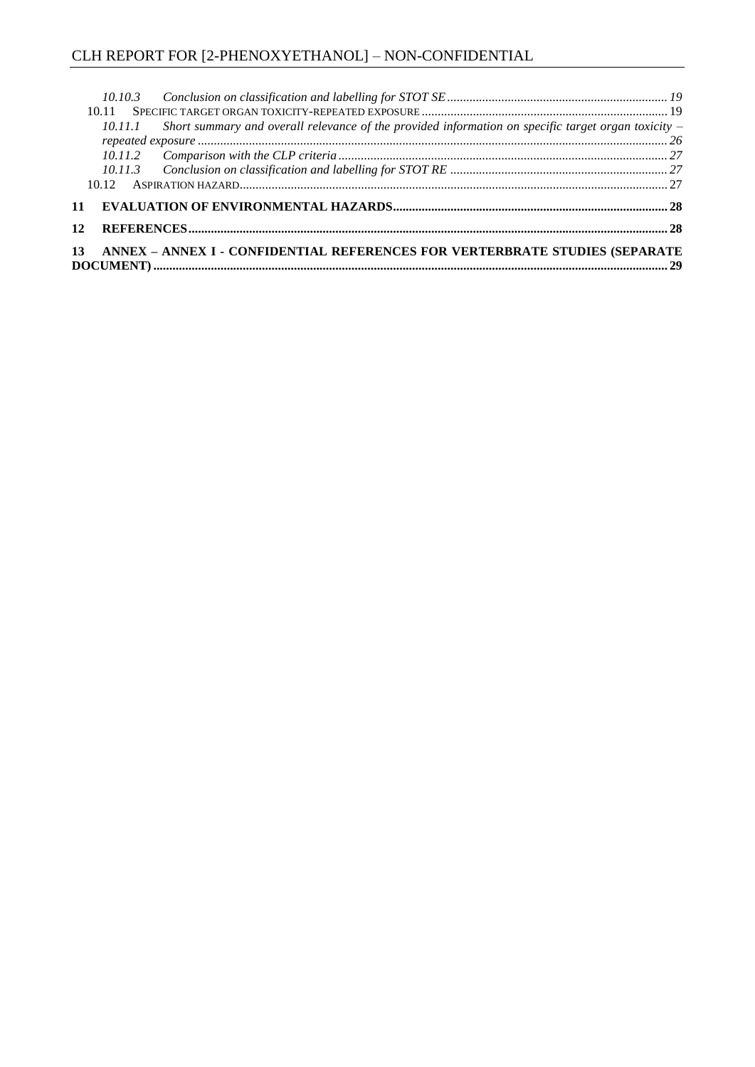10.10.3 *Conclusion on classification and labelling for STOT SE* ..................................................................... 19

10.11 SPECIFIC TARGET ORGAN TOXICITY-REPEATED EXPOSURE ............................................................................ 19

10.11.1 *Short summary and overall relevance of the provided information on specific target organ toxicity – repeated exposure* ................................................................................................................................................. 26

10.11.2 *Comparison with the CLP criteria* ...................................................................................................... 27

10.11.3 *Conclusion on classification and labelling for STOT RE* .................................................................... 27

10.12 ASPIRATION HAZARD..................................................................................................................................... 27

**11 EVALUATION OF ENVIRONMENTAL HAZARDS..................................................................................... 28**

**12 REFERENCES.................................................................................................................................................... 28**

**13 ANNEX – ANNEX I - CONFIDENTIAL REFERENCES FOR VERTERBRATE STUDIES (SEPARATE DOCUMENT).............................................................................................................................................. 29**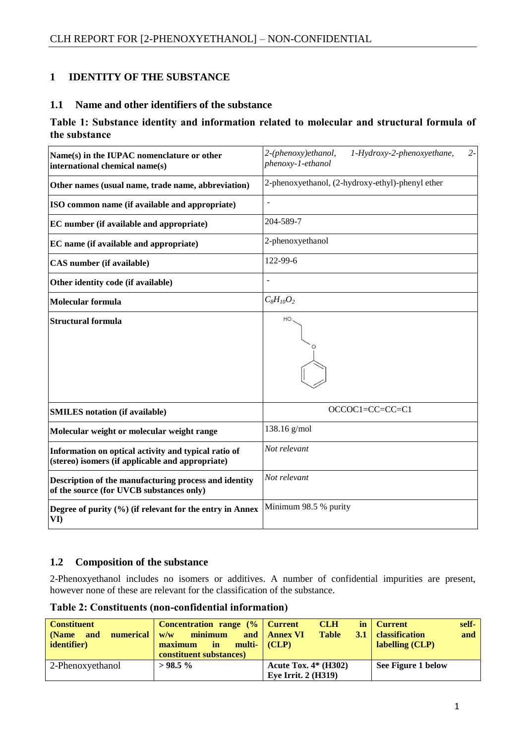# 1 IDENTITY OF THE SUBSTANCE

## 1.1 Name and other identifiers of the substance

### Table 1: Substance identity and information related to molecular and structural formula of the substance

| | |
|---|---|
| **Name(s) in the IUPAC nomenclature or other international chemical name(s)** | *2-(phenoxy)ethanol, 1-Hydroxy-2-phenoxyethane, 2-phenoxy-1-ethanol* |
| **Other names (usual name, trade name, abbreviation)** | 2-phenoxyethanol, (2-hydroxy-ethyl)-phenyl ether |
| **ISO common name (if available and appropriate)** | - |
| **EC number (if available and appropriate)** | 204-589-7 |
| **EC name (if available and appropriate)** | 2-phenoxyethanol |
| **CAS number (if available)** | 122-99-6 |
| **Other identity code (if available)** | - |
| **Molecular formula** | $C_8H_{10}O_2$ |
| **Structural formula** | |
| **SMILES notation (if available)** | OCCOC1=CC=CC=C1 |
| **Molecular weight or molecular weight range** | 138.16 g/mol |
| **Information on optical activity and typical ratio of (stereo) isomers (if applicable and appropriate)** | *Not relevant* |
| **Description of the manufacturing process and identity of the source (for UVCB substances only)** | *Not relevant* |
| **Degree of purity (%) (if relevant for the entry in Annex VI)** | Minimum 98.5 % purity |

## 1.2 Composition of the substance

2-Phenoxyethanol includes no isomers or additives. A number of confidential impurities are present, however none of these are relevant for the classification of the substance.

### Table 2: Constituents (non-confidential information)

| Constituent (Name and numerical identifier) | Concentration range (% w/w minimum and maximum in multi-constituent substances) | Current CLH in Annex VI Table 3.1 (CLP) | Current self-classification and labelling (CLP) |
|---|---|---|---|
| 2-Phenoxyethanol | **> 98.5 %** | **Acute Tox. 4* (H302)**<br>**Eye Irrit. 2 (H319)** | **See Figure 1 below** |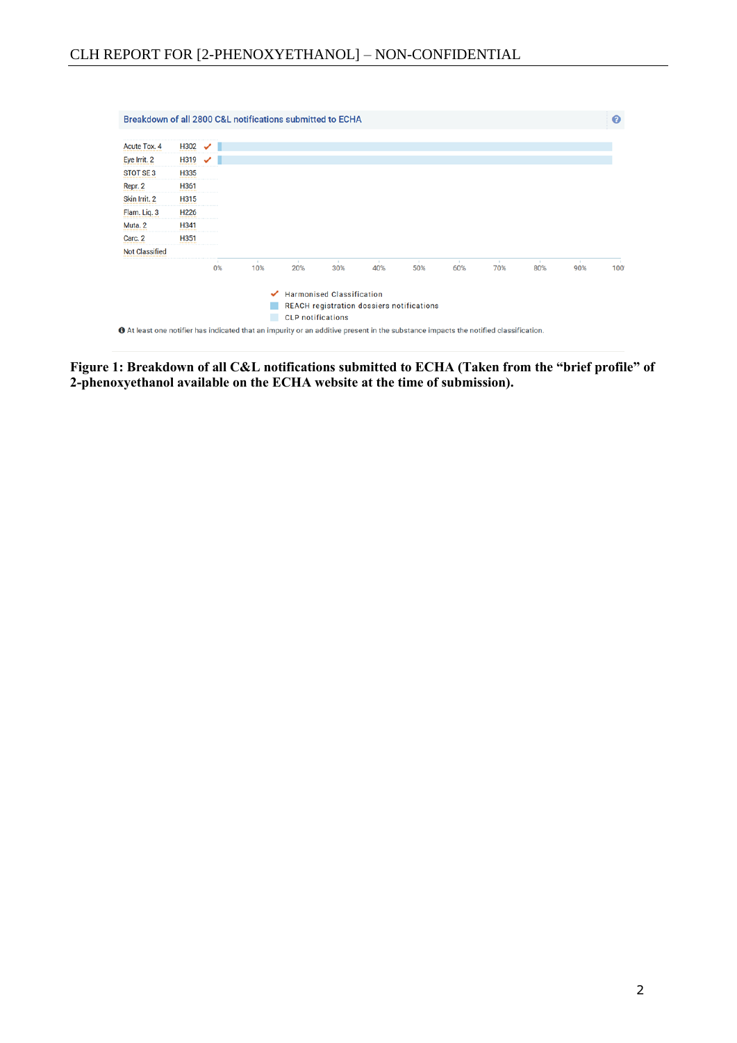Breakdown of all 2800 C&L notifications submitted to ECHA

| Classification | Hazard statement | Harmonised |
| --- | --- | --- |
| Acute Tox. 4 | H302 | ✔ |
| Eye Irrit. 2 | H319 | ✔ |
| STOT SE 3 | H335 | |
| Repr. 2 | H361 | |
| Skin Irrit. 2 | H315 | |
| Flam. Liq. 3 | H226 | |
| Muta. 2 | H341 | |
| Carc. 2 | H351 | |
| Not Classified | | |

0% 10% 20% 30% 40% 50% 60% 70% 80% 90% 100%

✔ Harmonised Classification
REACH registration dossiers notifications
CLP notifications

At least one notifier has indicated that an impurity or an additive present in the substance impacts the notified classification.

**Figure 1: Breakdown of all C&L notifications submitted to ECHA (Taken from the "brief profile" of 2-phenoxyethanol available on the ECHA website at the time of submission).**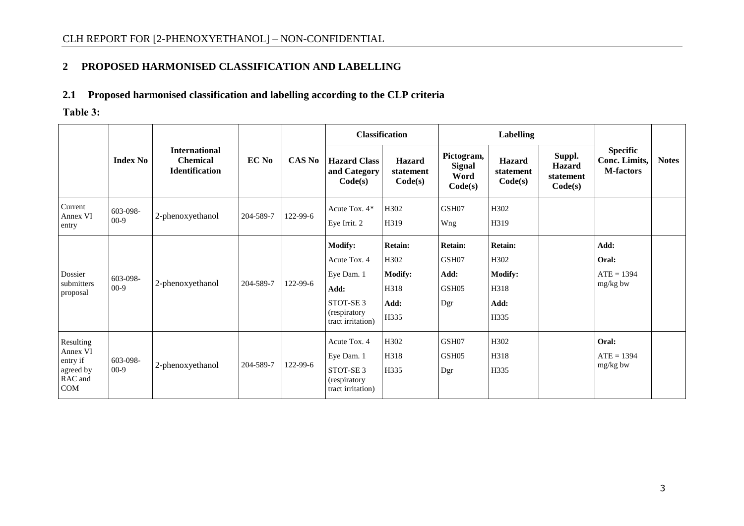## 2 PROPOSED HARMONISED CLASSIFICATION AND LABELLING

### 2.1 Proposed harmonised classification and labelling according to the CLP criteria

**Table 3:**

| | Index No | International Chemical Identification | EC No | CAS No | Classification | | Labelling | | | Specific Conc. Limits, M-factors | Notes |
|---|---|---|---|---|---|---|---|---|---|---|---|
| | | | | | Hazard Class and Category Code(s) | Hazard statement Code(s) | Pictogram, Signal Word Code(s) | Hazard statement Code(s) | Suppl. Hazard statement Code(s) | | |
| Current Annex VI entry | 603-098-00-9 | 2-phenoxyethanol | 204-589-7 | 122-99-6 | Acute Tox. 4* <br> Eye Irrit. 2 | H302 <br> H319 | GSH07 <br> Wng | H302 <br> H319 | | | |
| Dossier submitters proposal | 603-098-00-9 | 2-phenoxyethanol | 204-589-7 | 122-99-6 | **Modify:** <br> Acute Tox. 4 <br> Eye Dam. 1 <br> **Add:** <br> STOT-SE 3 (respiratory tract irritation) | **Retain:** <br> H302 <br> **Modify:** <br> H318 <br> **Add:** <br> H335 | **Retain:** <br> GSH07 <br> **Add:** <br> GSH05 <br> Dgr | **Retain:** <br> H302 <br> **Modify:** <br> H318 <br> **Add:** <br> H335 | | **Add:** <br> **Oral:** <br> ATE = 1394 mg/kg bw | |
| Resulting Annex VI entry if agreed by RAC and COM | 603-098-00-9 | 2-phenoxyethanol | 204-589-7 | 122-99-6 | Acute Tox. 4 <br> Eye Dam. 1 <br> STOT-SE 3 (respiratory tract irritation) | H302 <br> H318 <br> H335 | GSH07 <br> GSH05 <br> Dgr | H302 <br> H318 <br> H335 | | **Oral:** <br> ATE = 1394 mg/kg bw | |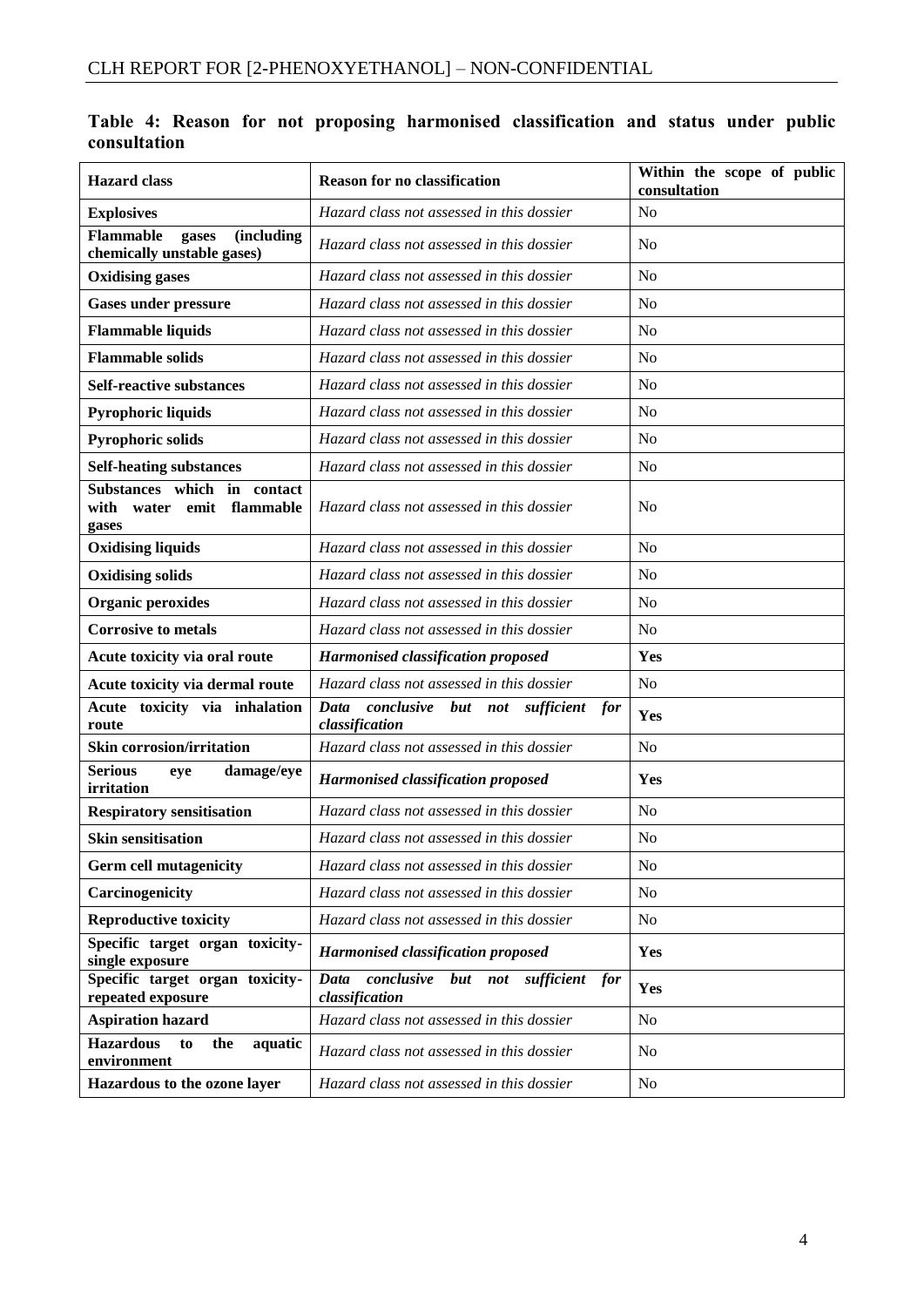**Table 4: Reason for not proposing harmonised classification and status under public consultation**

| Hazard class | Reason for no classification | Within the scope of public consultation |
|---|---|---|
| **Explosives** | *Hazard class not assessed in this dossier* | No |
| **Flammable gases (including chemically unstable gases)** | *Hazard class not assessed in this dossier* | No |
| **Oxidising gases** | *Hazard class not assessed in this dossier* | No |
| **Gases under pressure** | *Hazard class not assessed in this dossier* | No |
| **Flammable liquids** | *Hazard class not assessed in this dossier* | No |
| **Flammable solids** | *Hazard class not assessed in this dossier* | No |
| **Self-reactive substances** | *Hazard class not assessed in this dossier* | No |
| **Pyrophoric liquids** | *Hazard class not assessed in this dossier* | No |
| **Pyrophoric solids** | *Hazard class not assessed in this dossier* | No |
| **Self-heating substances** | *Hazard class not assessed in this dossier* | No |
| **Substances which in contact with water emit flammable gases** | *Hazard class not assessed in this dossier* | No |
| **Oxidising liquids** | *Hazard class not assessed in this dossier* | No |
| **Oxidising solids** | *Hazard class not assessed in this dossier* | No |
| **Organic peroxides** | *Hazard class not assessed in this dossier* | No |
| **Corrosive to metals** | *Hazard class not assessed in this dossier* | No |
| **Acute toxicity via oral route** | ***Harmonised classification proposed*** | **Yes** |
| **Acute toxicity via dermal route** | *Hazard class not assessed in this dossier* | No |
| **Acute toxicity via inhalation route** | ***Data conclusive but not sufficient for classification*** | **Yes** |
| **Skin corrosion/irritation** | *Hazard class not assessed in this dossier* | No |
| **Serious eye damage/eye irritation** | ***Harmonised classification proposed*** | **Yes** |
| **Respiratory sensitisation** | *Hazard class not assessed in this dossier* | No |
| **Skin sensitisation** | *Hazard class not assessed in this dossier* | No |
| **Germ cell mutagenicity** | *Hazard class not assessed in this dossier* | No |
| **Carcinogenicity** | *Hazard class not assessed in this dossier* | No |
| **Reproductive toxicity** | *Hazard class not assessed in this dossier* | No |
| **Specific target organ toxicity-single exposure** | ***Harmonised classification proposed*** | **Yes** |
| **Specific target organ toxicity-repeated exposure** | ***Data conclusive but not sufficient for classification*** | **Yes** |
| **Aspiration hazard** | *Hazard class not assessed in this dossier* | No |
| **Hazardous to the aquatic environment** | *Hazard class not assessed in this dossier* | No |
| **Hazardous to the ozone layer** | *Hazard class not assessed in this dossier* | No |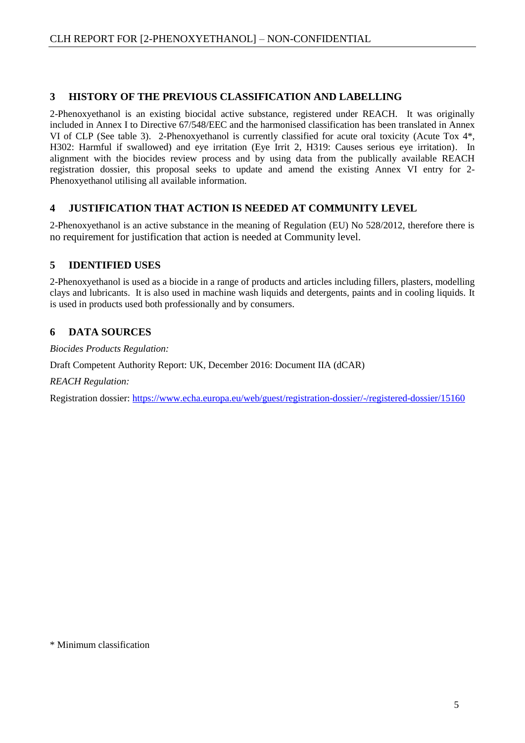## 3 HISTORY OF THE PREVIOUS CLASSIFICATION AND LABELLING

2-Phenoxyethanol is an existing biocidal active substance, registered under REACH. It was originally included in Annex I to Directive 67/548/EEC and the harmonised classification has been translated in Annex VI of CLP (See table 3). 2-Phenoxyethanol is currently classified for acute oral toxicity (Acute Tox 4*, H302: Harmful if swallowed) and eye irritation (Eye Irrit 2, H319: Causes serious eye irritation). In alignment with the biocides review process and by using data from the publically available REACH registration dossier, this proposal seeks to update and amend the existing Annex VI entry for 2-Phenoxyethanol utilising all available information.

## 4 JUSTIFICATION THAT ACTION IS NEEDED AT COMMUNITY LEVEL

2-Phenoxyethanol is an active substance in the meaning of Regulation (EU) No 528/2012, therefore there is no requirement for justification that action is needed at Community level.

## 5 IDENTIFIED USES

2-Phenoxyethanol is used as a biocide in a range of products and articles including fillers, plasters, modelling clays and lubricants. It is also used in machine wash liquids and detergents, paints and in cooling liquids. It is used in products used both professionally and by consumers.

## 6 DATA SOURCES

*Biocides Products Regulation:*

Draft Competent Authority Report: UK, December 2016: Document IIA (dCAR)

*REACH Regulation:*

Registration dossier: https://www.echa.europa.eu/web/guest/registration-dossier/-/registered-dossier/15160

\* Minimum classification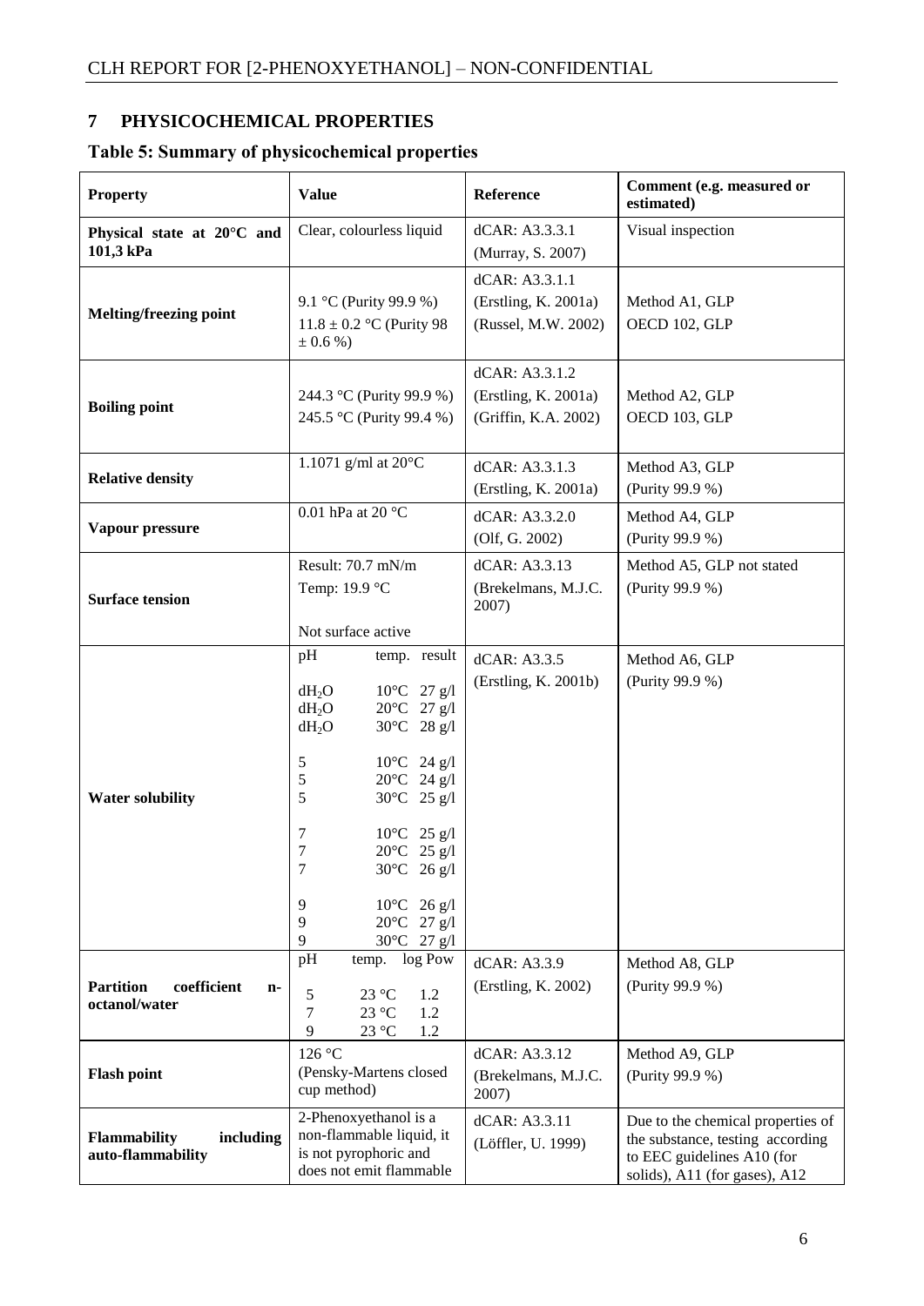## 7 PHYSICOCHEMICAL PROPERTIES

### Table 5: Summary of physicochemical properties

| Property | Value | Reference | Comment (e.g. measured or estimated) |
|---|---|---|---|
| **Physical state at 20°C and 101,3 kPa** | Clear, colourless liquid | dCAR: A3.3.3.1<br>(Murray, S. 2007) | Visual inspection |
| **Melting/freezing point** | 9.1 °C (Purity 99.9 %)<br>11.8 ± 0.2 °C (Purity 98 ± 0.6 %) | dCAR: A3.3.1.1<br>(Erstling, K. 2001a)<br>(Russel, M.W. 2002) | Method A1, GLP<br>OECD 102, GLP |
| **Boiling point** | 244.3 °C (Purity 99.9 %)<br>245.5 °C (Purity 99.4 %) | dCAR: A3.3.1.2<br>(Erstling, K. 2001a)<br>(Griffin, K.A. 2002) | Method A2, GLP<br>OECD 103, GLP |
| **Relative density** | 1.1071 g/ml at 20°C | dCAR: A3.3.1.3<br>(Erstling, K. 2001a) | Method A3, GLP<br>(Purity 99.9 %) |
| **Vapour pressure** | 0.01 hPa at 20 °C | dCAR: A3.3.2.0<br>(Olf, G. 2002) | Method A4, GLP<br>(Purity 99.9 %) |
| **Surface tension** | Result: 70.7 mN/m<br>Temp: 19.9 °C<br><br>Not surface active | dCAR: A3.3.13<br>(Brekelmans, M.J.C. 2007) | Method A5, GLP not stated<br>(Purity 99.9 %) |
| **Water solubility** | pH temp. result<br>$dH_2O$ 10°C 27 g/l<br>$dH_2O$ 20°C 27 g/l<br>$dH_2O$ 30°C 28 g/l<br><br>5 10°C 24 g/l<br>5 20°C 24 g/l<br>5 30°C 25 g/l<br><br>7 10°C 25 g/l<br>7 20°C 25 g/l<br>7 30°C 26 g/l<br><br>9 10°C 26 g/l<br>9 20°C 27 g/l<br>9 30°C 27 g/l | dCAR: A3.3.5<br>(Erstling, K. 2001b) | Method A6, GLP<br>(Purity 99.9 %) |
| **Partition coefficient n-octanol/water** | pH temp. log Pow<br>5 23 °C 1.2<br>7 23 °C 1.2<br>9 23 °C 1.2 | dCAR: A3.3.9<br>(Erstling, K. 2002) | Method A8, GLP<br>(Purity 99.9 %) |
| **Flash point** | 126 °C<br>(Pensky-Martens closed cup method) | dCAR: A3.3.12<br>(Brekelmans, M.J.C. 2007) | Method A9, GLP<br>(Purity 99.9 %) |
| **Flammability including auto-flammability** | 2-Phenoxyethanol is a non-flammable liquid, it is not pyrophoric and does not emit flammable | dCAR: A3.3.11<br>(Löffler, U. 1999) | Due to the chemical properties of the substance, testing according to EEC guidelines A10 (for solids), A11 (for gases), A12 |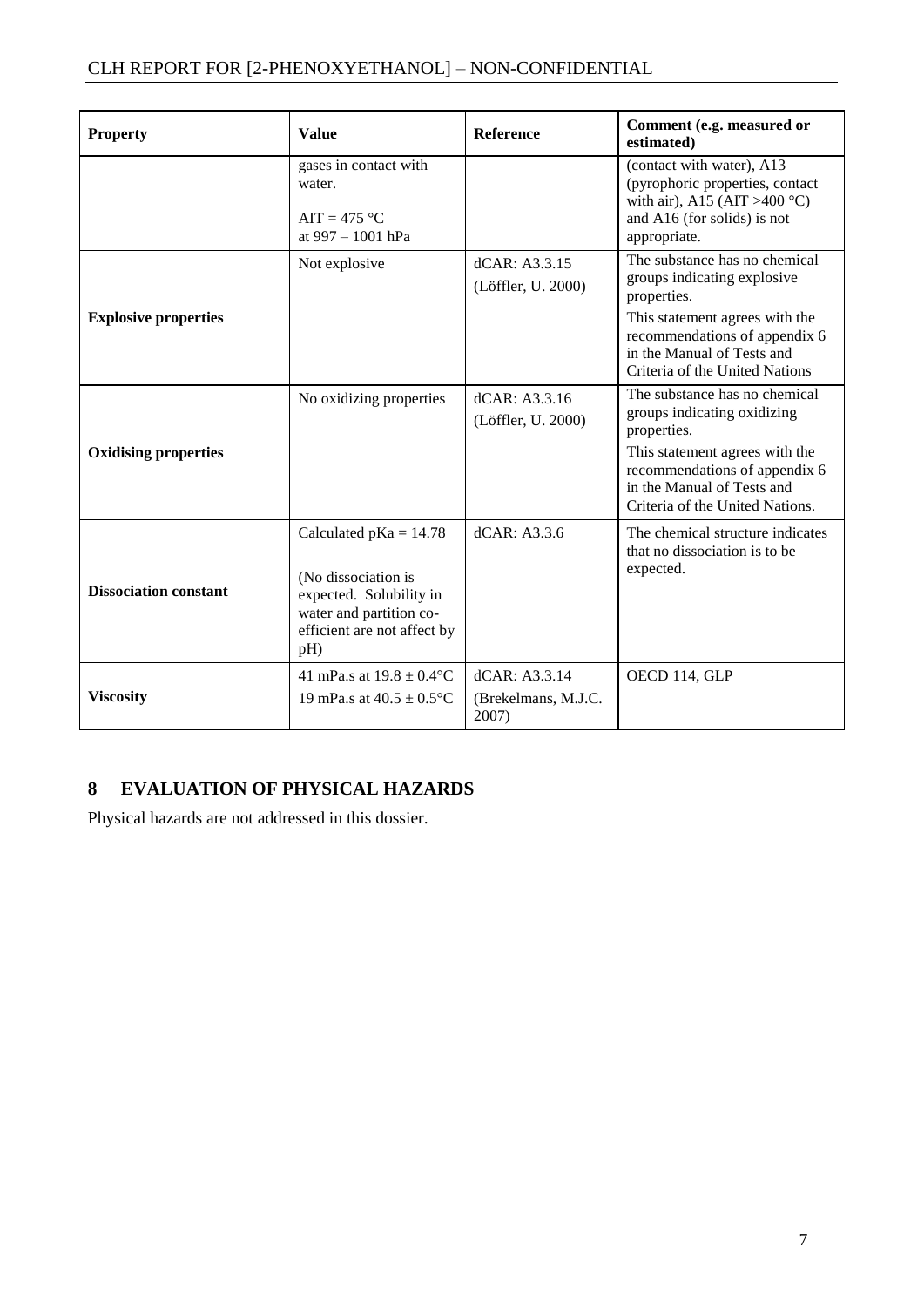| Property | Value | Reference | Comment (e.g. measured or estimated) |
| --- | --- | --- | --- |
| | gases in contact with water.<br><br>AIT = 475 °C at 997 – 1001 hPa | | (contact with water), A13 (pyrophoric properties, contact with air), A15 (AIT >400 °C) and A16 (for solids) is not appropriate. |
| **Explosive properties** | Not explosive | dCAR: A3.3.15<br>(Löffler, U. 2000) | The substance has no chemical groups indicating explosive properties.<br>This statement agrees with the recommendations of appendix 6 in the Manual of Tests and Criteria of the United Nations |
| **Oxidising properties** | No oxidizing properties | dCAR: A3.3.16<br>(Löffler, U. 2000) | The substance has no chemical groups indicating oxidizing properties.<br>This statement agrees with the recommendations of appendix 6 in the Manual of Tests and Criteria of the United Nations. |
| **Dissociation constant** | Calculated pKa = 14.78<br><br>(No dissociation is expected. Solubility in water and partition co-efficient are not affect by pH) | dCAR: A3.3.6 | The chemical structure indicates that no dissociation is to be expected. |
| **Viscosity** | 41 mPa.s at 19.8 ± 0.4°C<br>19 mPa.s at 40.5 ± 0.5°C | dCAR: A3.3.14<br>(Brekelmans, M.J.C. 2007) | OECD 114, GLP |

## 8 EVALUATION OF PHYSICAL HAZARDS

Physical hazards are not addressed in this dossier.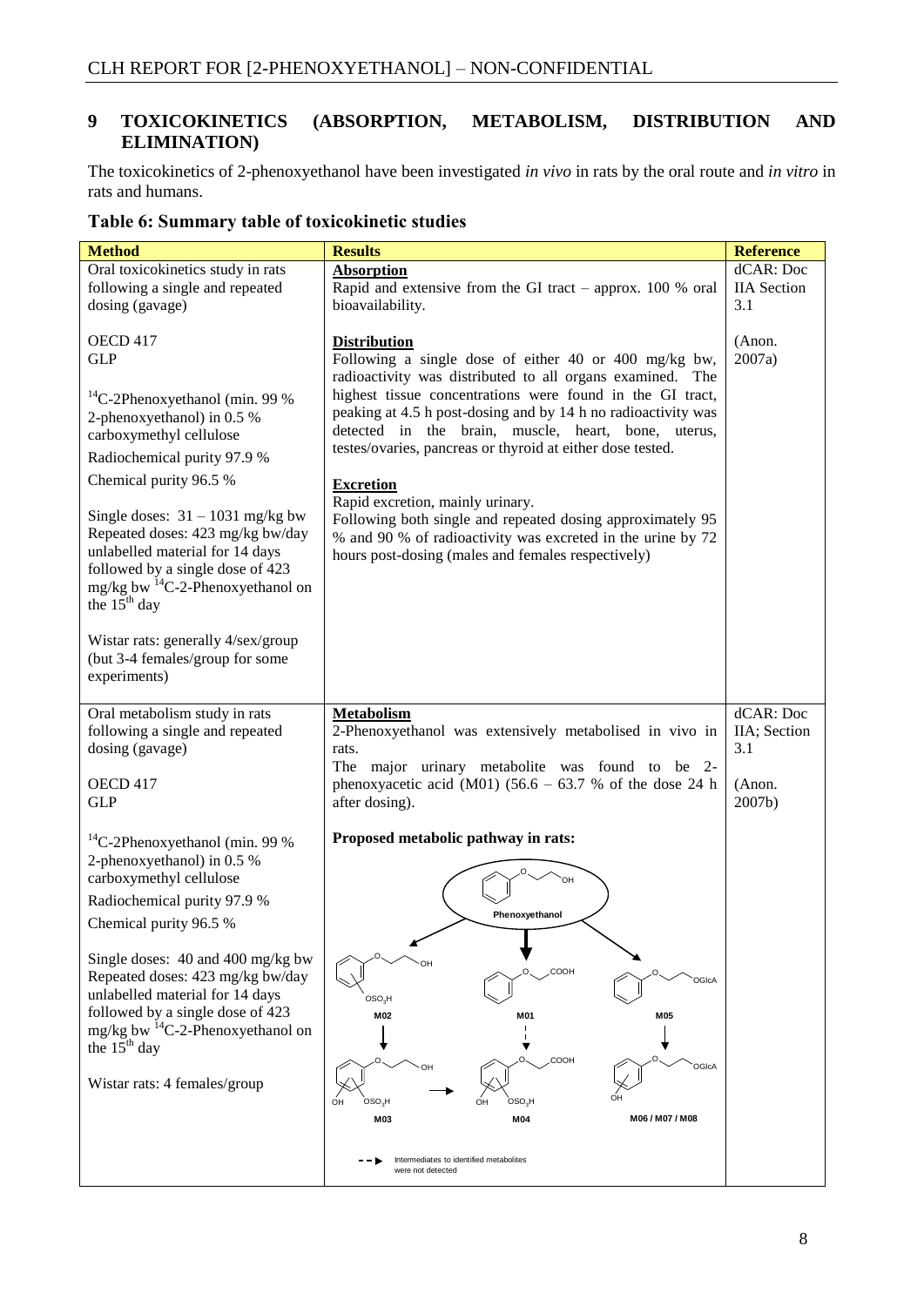## 9 TOXICOKINETICS (ABSORPTION, METABOLISM, DISTRIBUTION AND ELIMINATION)

The toxicokinetics of 2-phenoxyethanol have been investigated *in vivo* in rats by the oral route and *in vitro* in rats and humans.

### Table 6: Summary table of toxicokinetic studies

| Method | Results | Reference |
|---|---|---|
| Oral toxicokinetics study in rats following a single and repeated dosing (gavage)<br><br>OECD 417<br>GLP<br><br>$^{14}$C-2Phenoxyethanol (min. 99 % 2-phenoxyethanol) in 0.5 % carboxymethyl cellulose<br>Radiochemical purity 97.9 %<br>Chemical purity 96.5 %<br><br>Single doses: 31 – 1031 mg/kg bw<br>Repeated doses: 423 mg/kg bw/day unlabelled material for 14 days followed by a single dose of 423 mg/kg bw $^{14}$C-2-Phenoxyethanol on the 15$^{th}$ day<br><br>Wistar rats: generally 4/sex/group (but 3-4 females/group for some experiments) | **Absorption**<br>Rapid and extensive from the GI tract – approx. 100 % oral bioavailability.<br><br>**Distribution**<br>Following a single dose of either 40 or 400 mg/kg bw, radioactivity was distributed to all organs examined. The highest tissue concentrations were found in the GI tract, peaking at 4.5 h post-dosing and by 14 h no radioactivity was detected in the brain, muscle, heart, bone, uterus, testes/ovaries, pancreas or thyroid at either dose tested.<br><br>**Excretion**<br>Rapid excretion, mainly urinary.<br>Following both single and repeated dosing approximately 95 % and 90 % of radioactivity was excreted in the urine by 72 hours post-dosing (males and females respectively) | dCAR: Doc IIA Section 3.1<br><br>(Anon. 2007a) |
| Oral metabolism study in rats following a single and repeated dosing (gavage)<br><br>OECD 417<br>GLP<br><br>$^{14}$C-2Phenoxyethanol (min. 99 % 2-phenoxyethanol) in 0.5 % carboxymethyl cellulose<br>Radiochemical purity 97.9 %<br>Chemical purity 96.5 %<br><br>Single doses: 40 and 400 mg/kg bw<br>Repeated doses: 423 mg/kg bw/day unlabelled material for 14 days followed by a single dose of 423 mg/kg bw $^{14}$C-2-Phenoxyethanol on the 15$^{th}$ day<br><br>Wistar rats: 4 females/group | **Metabolism**<br>2-Phenoxyethanol was extensively metabolised in vivo in rats.<br>The major urinary metabolite was found to be 2-phenoxyacetic acid (M01) (56.6 – 63.7 % of the dose 24 h after dosing).<br><br>**Proposed metabolic pathway in rats:**<br><br>Phenoxyethanol → M02, M01, M05<br>M02 → M03; M01 ⇢ M04; M05 → M06 / M07 / M08; M03 → M04<br><br>⇢ Intermediates to identified metabolites were not detected | dCAR: Doc IIA; Section 3.1<br><br>(Anon. 2007b) |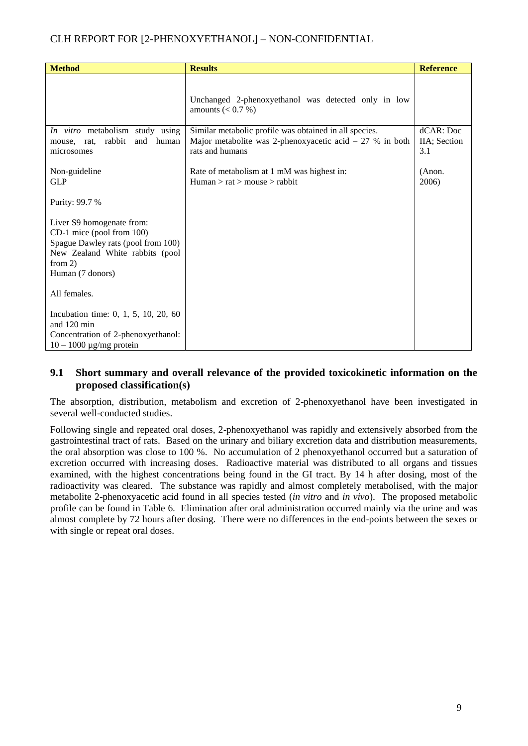| Method | Results | Reference |
|---|---|---|
| | Unchanged 2-phenoxyethanol was detected only in low amounts (< 0.7 %) | |
| *In vitro* metabolism study using mouse, rat, rabbit and human microsomes<br><br>Non-guideline<br>GLP<br><br>Purity: 99.7 %<br><br>Liver S9 homogenate from:<br>CD-1 mice (pool from 100)<br>Spague Dawley rats (pool from 100)<br>New Zealand White rabbits (pool from 2)<br>Human (7 donors)<br><br>All females.<br><br>Incubation time: 0, 1, 5, 10, 20, 60 and 120 min<br>Concentration of 2-phenoxyethanol: 10 – 1000 µg/mg protein | Similar metabolic profile was obtained in all species.<br>Major metabolite was 2-phenoxyacetic acid – 27 % in both rats and humans<br><br>Rate of metabolism at 1 mM was highest in:<br>Human > rat > mouse > rabbit | dCAR: Doc IIA; Section 3.1<br><br>(Anon. 2006) |

## 9.1 Short summary and overall relevance of the provided toxicokinetic information on the proposed classification(s)

The absorption, distribution, metabolism and excretion of 2-phenoxyethanol have been investigated in several well-conducted studies.

Following single and repeated oral doses, 2-phenoxyethanol was rapidly and extensively absorbed from the gastrointestinal tract of rats. Based on the urinary and biliary excretion data and distribution measurements, the oral absorption was close to 100 %. No accumulation of 2 phenoxyethanol occurred but a saturation of excretion occurred with increasing doses. Radioactive material was distributed to all organs and tissues examined, with the highest concentrations being found in the GI tract. By 14 h after dosing, most of the radioactivity was cleared. The substance was rapidly and almost completely metabolised, with the major metabolite 2-phenoxyacetic acid found in all species tested (*in vitro* and *in vivo*). The proposed metabolic profile can be found in Table 6. Elimination after oral administration occurred mainly via the urine and was almost complete by 72 hours after dosing. There were no differences in the end-points between the sexes or with single or repeat oral doses.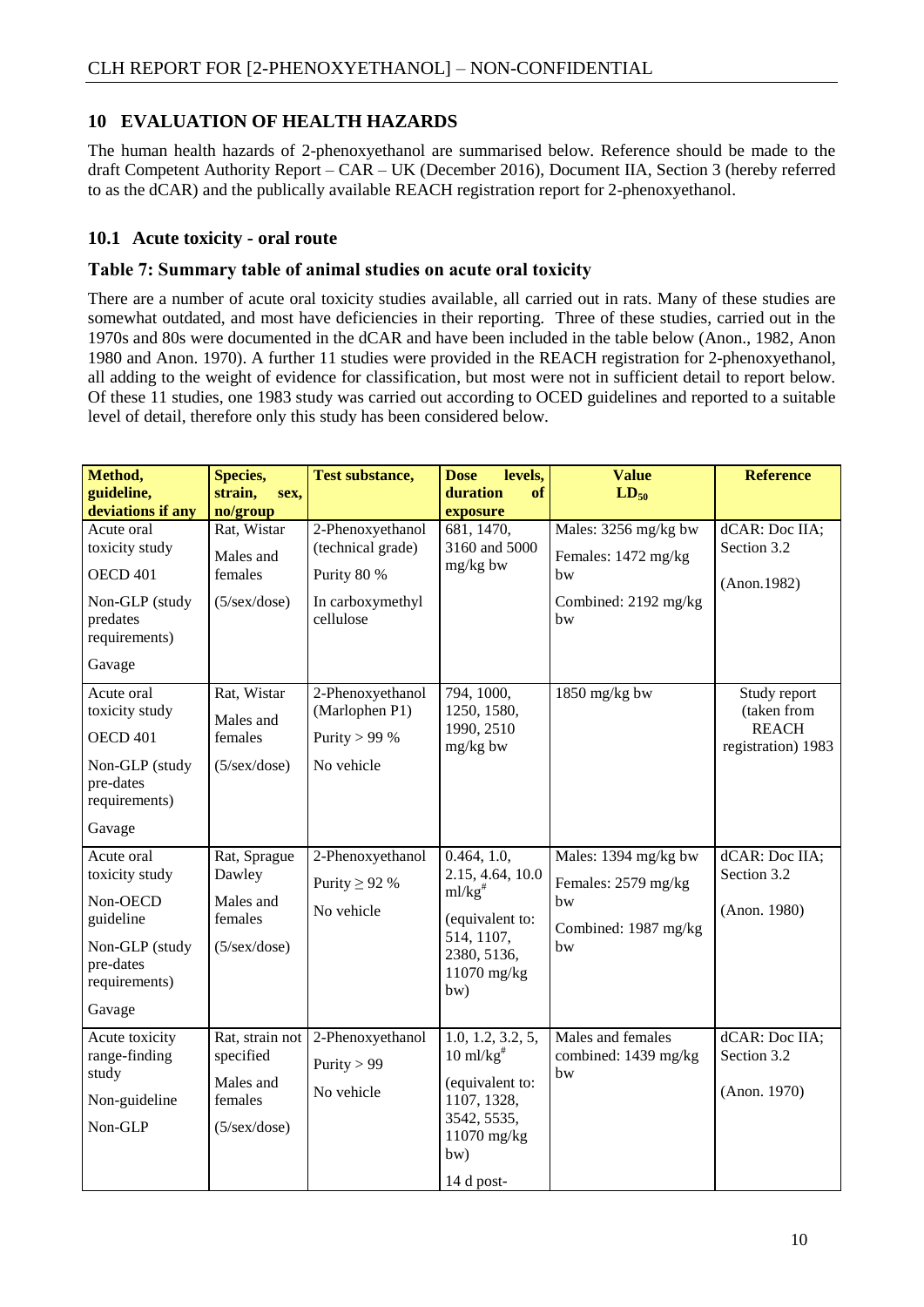## 10 EVALUATION OF HEALTH HAZARDS

The human health hazards of 2-phenoxyethanol are summarised below. Reference should be made to the draft Competent Authority Report – CAR – UK (December 2016), Document IIA, Section 3 (hereby referred to as the dCAR) and the publically available REACH registration report for 2-phenoxyethanol.

### 10.1 Acute toxicity - oral route

#### Table 7: Summary table of animal studies on acute oral toxicity

There are a number of acute oral toxicity studies available, all carried out in rats. Many of these studies are somewhat outdated, and most have deficiencies in their reporting. Three of these studies, carried out in the 1970s and 80s were documented in the dCAR and have been included in the table below (Anon., 1982, Anon 1980 and Anon. 1970). A further 11 studies were provided in the REACH registration for 2-phenoxyethanol, all adding to the weight of evidence for classification, but most were not in sufficient detail to report below. Of these 11 studies, one 1983 study was carried out according to OCED guidelines and reported to a suitable level of detail, therefore only this study has been considered below.

| Method, guideline, deviations if any | Species, strain, sex, no/group | Test substance, | Dose levels, duration of exposure | Value $LD_{50}$ | Reference |
|---|---|---|---|---|---|
| Acute oral toxicity study<br><br>OECD 401<br><br>Non-GLP (study predates requirements)<br><br>Gavage | Rat, Wistar<br><br>Males and females<br><br>(5/sex/dose) | 2-Phenoxyethanol (technical grade)<br><br>Purity 80 %<br><br>In carboxymethyl cellulose | 681, 1470, 3160 and 5000 mg/kg bw | Males: 3256 mg/kg bw<br><br>Females: 1472 mg/kg bw<br><br>Combined: 2192 mg/kg bw | dCAR: Doc IIA; Section 3.2<br><br>(Anon.1982) |
| Acute oral toxicity study<br><br>OECD 401<br><br>Non-GLP (study pre-dates requirements)<br><br>Gavage | Rat, Wistar<br><br>Males and females<br><br>(5/sex/dose) | 2-Phenoxyethanol (Marlophen P1)<br><br>Purity > 99 %<br><br>No vehicle | 794, 1000, 1250, 1580, 1990, 2510 mg/kg bw | 1850 mg/kg bw | Study report (taken from REACH registration) 1983 |
| Acute oral toxicity study<br><br>Non-OECD guideline<br><br>Non-GLP (study pre-dates requirements)<br><br>Gavage | Rat, Sprague Dawley<br><br>Males and females<br><br>(5/sex/dose) | 2-Phenoxyethanol<br><br>Purity ≥ 92 %<br><br>No vehicle | 0.464, 1.0, 2.15, 4.64, 10.0 ml/kg[#]<br><br>(equivalent to: 514, 1107, 2380, 5136, 11070 mg/kg bw) | Males: 1394 mg/kg bw<br><br>Females: 2579 mg/kg bw<br><br>Combined: 1987 mg/kg bw | dCAR: Doc IIA; Section 3.2<br><br>(Anon. 1980) |
| Acute toxicity range-finding study<br><br>Non-guideline<br><br>Non-GLP | Rat, strain not specified<br><br>Males and females<br><br>(5/sex/dose) | 2-Phenoxyethanol<br><br>Purity > 99<br><br>No vehicle | 1.0, 1.2, 3.2, 5, 10 ml/kg[#]<br><br>(equivalent to: 1107, 1328, 3542, 5535, 11070 mg/kg bw)<br><br>14 d post- | Males and females combined: 1439 mg/kg bw | dCAR: Doc IIA; Section 3.2<br><br>(Anon. 1970) |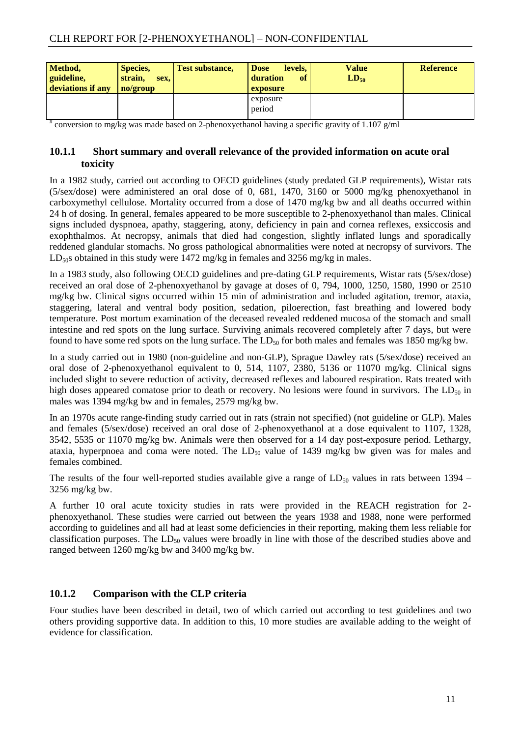| Method, guideline, deviations if any | Species, strain, sex, no/group | Test substance, | Dose levels, duration of exposure | Value $LD_{50}$ | Reference |
|---|---|---|---|---|---|
| | | | exposure period | | |

[#] conversion to mg/kg was made based on 2-phenoxyethanol having a specific gravity of 1.107 g/ml

### 10.1.1 Short summary and overall relevance of the provided information on acute oral toxicity

In a 1982 study, carried out according to OECD guidelines (study predated GLP requirements), Wistar rats (5/sex/dose) were administered an oral dose of 0, 681, 1470, 3160 or 5000 mg/kg phenoxyethanol in carboxymethyl cellulose. Mortality occurred from a dose of 1470 mg/kg bw and all deaths occurred within 24 h of dosing. In general, females appeared to be more susceptible to 2-phenoxyethanol than males. Clinical signs included dyspnoea, apathy, staggering, atony, deficiency in pain and cornea reflexes, exsiccosis and exophthalmos. At necropsy, animals that died had congestion, slightly inflated lungs and sporadically reddened glandular stomachs. No gross pathological abnormalities were noted at necropsy of survivors. The $LD_{50}$s obtained in this study were 1472 mg/kg in females and 3256 mg/kg in males.

In a 1983 study, also following OECD guidelines and pre-dating GLP requirements, Wistar rats (5/sex/dose) received an oral dose of 2-phenoxyethanol by gavage at doses of 0, 794, 1000, 1250, 1580, 1990 or 2510 mg/kg bw. Clinical signs occurred within 15 min of administration and included agitation, tremor, ataxia, staggering, lateral and ventral body position, sedation, piloerection, fast breathing and lowered body temperature. Post mortem examination of the deceased revealed reddened mucosa of the stomach and small intestine and red spots on the lung surface. Surviving animals recovered completely after 7 days, but were found to have some red spots on the lung surface. The $LD_{50}$ for both males and females was 1850 mg/kg bw.

In a study carried out in 1980 (non-guideline and non-GLP), Sprague Dawley rats (5/sex/dose) received an oral dose of 2-phenoxyethanol equivalent to 0, 514, 1107, 2380, 5136 or 11070 mg/kg. Clinical signs included slight to severe reduction of activity, decreased reflexes and laboured respiration. Rats treated with high doses appeared comatose prior to death or recovery. No lesions were found in survivors. The $LD_{50}$ in males was 1394 mg/kg bw and in females, 2579 mg/kg bw.

In an 1970s acute range-finding study carried out in rats (strain not specified) (not guideline or GLP). Males and females (5/sex/dose) received an oral dose of 2-phenoxyethanol at a dose equivalent to 1107, 1328, 3542, 5535 or 11070 mg/kg bw. Animals were then observed for a 14 day post-exposure period. Lethargy, ataxia, hyperpnoea and coma were noted. The $LD_{50}$ value of 1439 mg/kg bw given was for males and females combined.

The results of the four well-reported studies available give a range of $LD_{50}$ values in rats between 1394 – 3256 mg/kg bw.

A further 10 oral acute toxicity studies in rats were provided in the REACH registration for 2-phenoxyethanol. These studies were carried out between the years 1938 and 1988, none were performed according to guidelines and all had at least some deficiencies in their reporting, making them less reliable for classification purposes. The $LD_{50}$ values were broadly in line with those of the described studies above and ranged between 1260 mg/kg bw and 3400 mg/kg bw.

### 10.1.2 Comparison with the CLP criteria

Four studies have been described in detail, two of which carried out according to test guidelines and two others providing supportive data. In addition to this, 10 more studies are available adding to the weight of evidence for classification.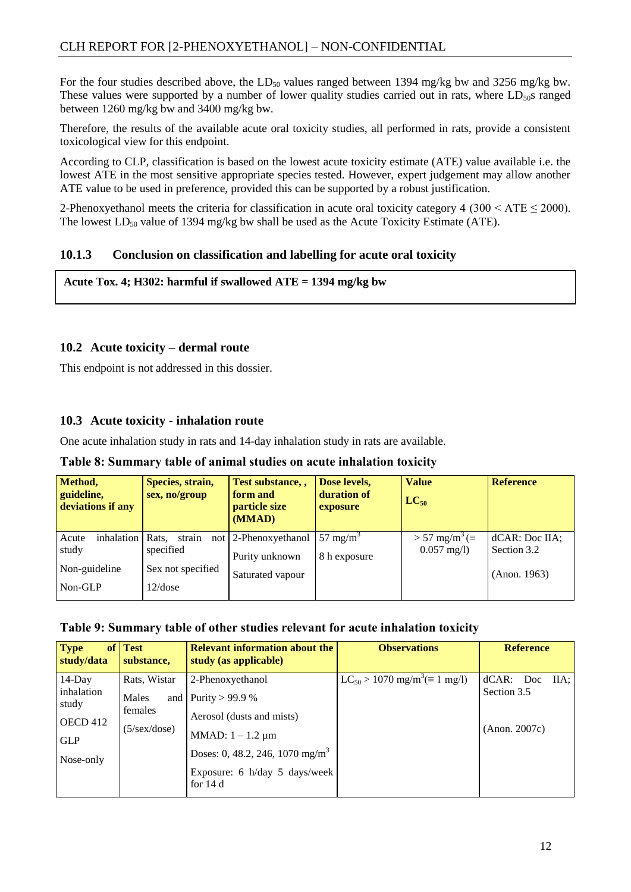For the four studies described above, the $LD_{50}$ values ranged between 1394 mg/kg bw and 3256 mg/kg bw. These values were supported by a number of lower quality studies carried out in rats, where $LD_{50}$s ranged between 1260 mg/kg bw and 3400 mg/kg bw.

Therefore, the results of the available acute oral toxicity studies, all performed in rats, provide a consistent toxicological view for this endpoint.

According to CLP, classification is based on the lowest acute toxicity estimate (ATE) value available i.e. the lowest ATE in the most sensitive appropriate species tested. However, expert judgement may allow another ATE value to be used in preference, provided this can be supported by a robust justification.

2-Phenoxyethanol meets the criteria for classification in acute oral toxicity category 4 ($300 < ATE \leq 2000$). The lowest $LD_{50}$ value of 1394 mg/kg bw shall be used as the Acute Toxicity Estimate (ATE).

### 10.1.3 Conclusion on classification and labelling for acute oral toxicity

**Acute Tox. 4; H302: harmful if swallowed ATE = 1394 mg/kg bw**

## 10.2 Acute toxicity – dermal route

This endpoint is not addressed in this dossier.

## 10.3 Acute toxicity - inhalation route

One acute inhalation study in rats and 14-day inhalation study in rats are available.

**Table 8: Summary table of animal studies on acute inhalation toxicity**

| Method, guideline, deviations if any | Species, strain, sex, no/group | Test substance, , form and particle size (MMAD) | Dose levels, duration of exposure | Value $LC_{50}$ | Reference |
|---|---|---|---|---|---|
| Acute inhalation study<br>Non-guideline<br>Non-GLP | Rats, strain not specified<br>Sex not specified<br>12/dose | 2-Phenoxyethanol<br>Purity unknown<br>Saturated vapour | 57 mg/m$^3$<br>8 h exposure | > 57 mg/m$^3$ (≡ 0.057 mg/l) | dCAR: Doc IIA; Section 3.2<br>(Anon. 1963) |

**Table 9: Summary table of other studies relevant for acute inhalation toxicity**

| Type of study/data | Test substance, | Relevant information about the study (as applicable) | Observations | Reference |
|---|---|---|---|---|
| 14-Day inhalation study<br>OECD 412<br>GLP<br>Nose-only | Rats, Wistar<br>Males and females<br>(5/sex/dose) | 2-Phenoxyethanol<br>Purity > 99.9 %<br>Aerosol (dusts and mists)<br>MMAD: 1 – 1.2 µm<br>Doses: 0, 48.2, 246, 1070 mg/m$^3$<br>Exposure: 6 h/day 5 days/week for 14 d | $LC_{50}$ > 1070 mg/m$^3$(≡ 1 mg/l) | dCAR: Doc IIA; Section 3.5<br>(Anon. 2007c) |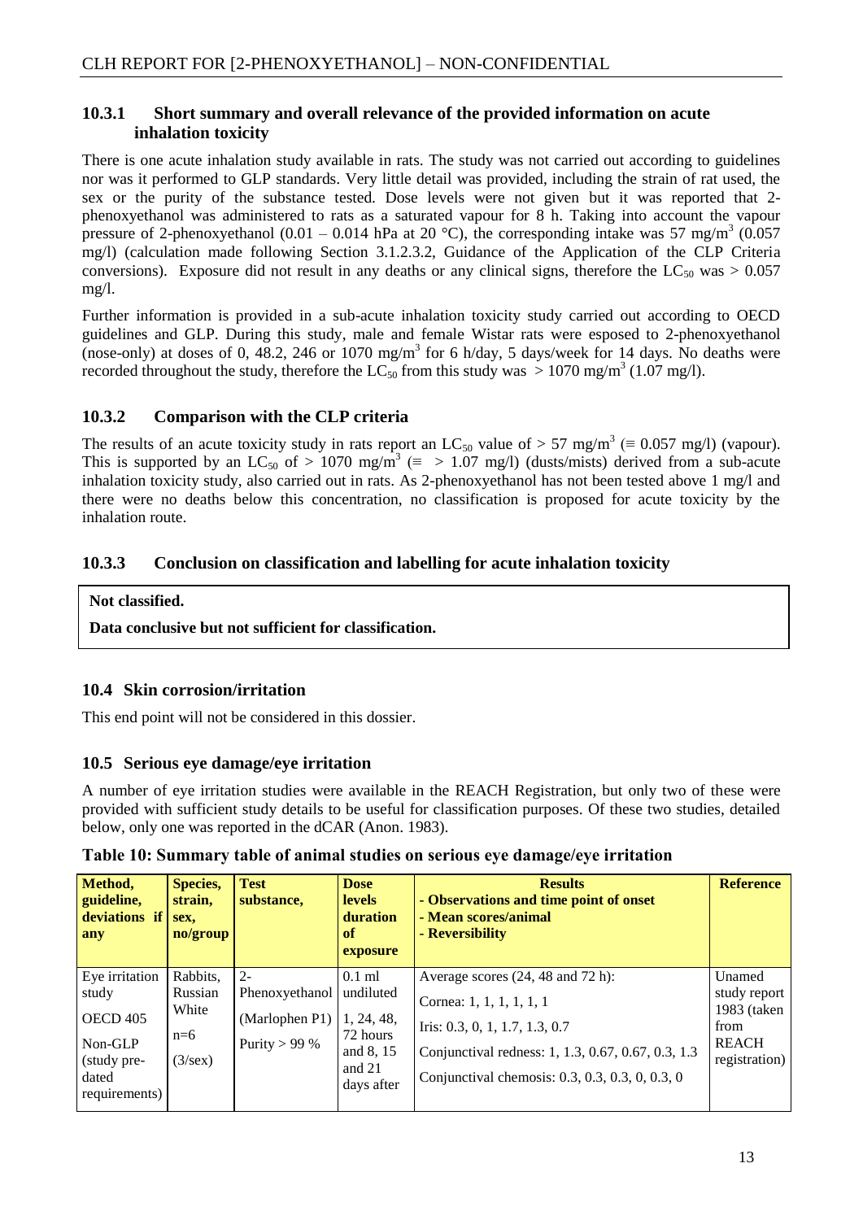### 10.3.1 Short summary and overall relevance of the provided information on acute inhalation toxicity

There is one acute inhalation study available in rats. The study was not carried out according to guidelines nor was it performed to GLP standards. Very little detail was provided, including the strain of rat used, the sex or the purity of the substance tested. Dose levels were not given but it was reported that 2-phenoxyethanol was administered to rats as a saturated vapour for 8 h. Taking into account the vapour pressure of 2-phenoxyethanol (0.01 – 0.014 hPa at 20 °C), the corresponding intake was 57 mg/m$^3$ (0.057 mg/l) (calculation made following Section 3.1.2.3.2, Guidance of the Application of the CLP Criteria conversions). Exposure did not result in any deaths or any clinical signs, therefore the $LC_{50}$ was > 0.057 mg/l.

Further information is provided in a sub-acute inhalation toxicity study carried out according to OECD guidelines and GLP. During this study, male and female Wistar rats were esposed to 2-phenoxyethanol (nose-only) at doses of 0, 48.2, 246 or 1070 mg/m$^3$ for 6 h/day, 5 days/week for 14 days. No deaths were recorded throughout the study, therefore the $LC_{50}$ from this study was > 1070 mg/m$^3$ (1.07 mg/l).

### 10.3.2 Comparison with the CLP criteria

The results of an acute toxicity study in rats report an $LC_{50}$ value of > 57 mg/m$^3$ (≡ 0.057 mg/l) (vapour). This is supported by an $LC_{50}$ of > 1070 mg/m$^3$ (≡ > 1.07 mg/l) (dusts/mists) derived from a sub-acute inhalation toxicity study, also carried out in rats. As 2-phenoxyethanol has not been tested above 1 mg/l and there were no deaths below this concentration, no classification is proposed for acute toxicity by the inhalation route.

### 10.3.3 Conclusion on classification and labelling for acute inhalation toxicity

| **Not classified.**<br>**Data conclusive but not sufficient for classification.** |
|---|

## 10.4 Skin corrosion/irritation

This end point will not be considered in this dossier.

## 10.5 Serious eye damage/eye irritation

A number of eye irritation studies were available in the REACH Registration, but only two of these were provided with sufficient study details to be useful for classification purposes. Of these two studies, detailed below, only one was reported in the dCAR (Anon. 1983).

**Table 10: Summary table of animal studies on serious eye damage/eye irritation**

| Method, guideline, deviations if any | Species, strain, sex, no/group | Test substance, | Dose levels duration of exposure | Results<br>- Observations and time point of onset<br>- Mean scores/animal<br>- Reversibility | Reference |
|---|---|---|---|---|---|
| Eye irritation study<br>OECD 405<br>Non-GLP (study pre-dated requirements) | Rabbits, Russian White<br>n=6<br>(3/sex) | 2-Phenoxyethanol<br>(Marlophen P1)<br>Purity > 99 % | 0.1 ml undiluted<br>1, 24, 48, 72 hours and 8, 15 and 21 days after | Average scores (24, 48 and 72 h):<br>Cornea: 1, 1, 1, 1, 1, 1<br>Iris: 0.3, 0, 1, 1.7, 1.3, 0.7<br>Conjunctival redness: 1, 1.3, 0.67, 0.67, 0.3, 1.3<br>Conjunctival chemosis: 0.3, 0.3, 0.3, 0, 0.3, 0 | Unamed study report 1983 (taken from REACH registration) |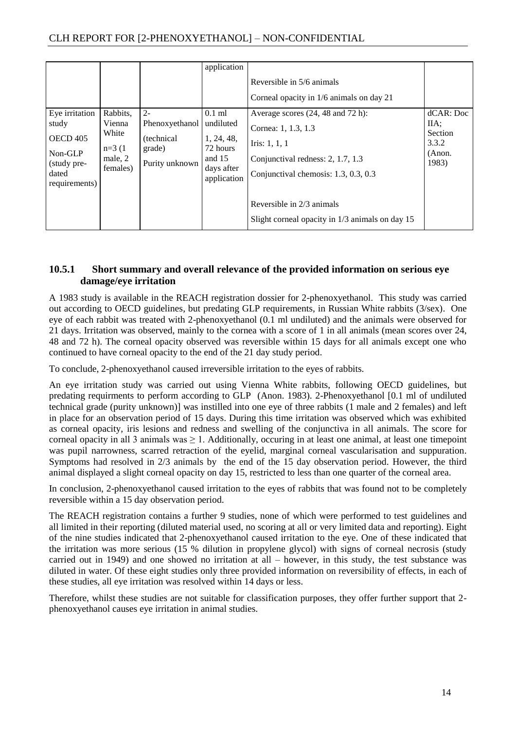| | | | application | Reversible in 5/6 animals<br><br>Corneal opacity in 1/6 animals on day 21 | |
|---|---|---|---|---|---|
| Eye irritation study<br><br>OECD 405<br><br>Non-GLP (study pre-dated requirements) | Rabbits, Vienna White<br><br>n=3 (1 male, 2 females) | 2-Phenoxyethanol (technical grade)<br><br>Purity unknown | 0.1 ml undiluted<br><br>1, 24, 48, 72 hours and 15 days after application | Average scores (24, 48 and 72 h):<br><br>Cornea: 1, 1.3, 1.3<br><br>Iris: 1, 1, 1<br><br>Conjunctival redness: 2, 1.7, 1.3<br><br>Conjunctival chemosis: 1.3, 0.3, 0.3<br><br>Reversible in 2/3 animals<br><br>Slight corneal opacity in 1/3 animals on day 15 | dCAR: Doc IIA; Section 3.3.2 (Anon. 1983) |

### 10.5.1 Short summary and overall relevance of the provided information on serious eye damage/eye irritation

A 1983 study is available in the REACH registration dossier for 2-phenoxyethanol. This study was carried out according to OECD guidelines, but predating GLP requirements, in Russian White rabbits (3/sex). One eye of each rabbit was treated with 2-phenoxyethanol (0.1 ml undiluted) and the animals were observed for 21 days. Irritation was observed, mainly to the cornea with a score of 1 in all animals (mean scores over 24, 48 and 72 h). The corneal opacity observed was reversible within 15 days for all animals except one who continued to have corneal opacity to the end of the 21 day study period.

To conclude, 2-phenoxyethanol caused irreversible irritation to the eyes of rabbits.

An eye irritation study was carried out using Vienna White rabbits, following OECD guidelines, but predating requirments to perform according to GLP (Anon. 1983). 2-Phenoxyethanol [0.1 ml of undiluted technical grade (purity unknown)] was instilled into one eye of three rabbits (1 male and 2 females) and left in place for an observation period of 15 days. During this time irritation was observed which was exhibited as corneal opacity, iris lesions and redness and swelling of the conjunctiva in all animals. The score for corneal opacity in all 3 animals was ≥ 1. Additionally, occuring in at least one animal, at least one timepoint was pupil narrowness, scarred retraction of the eyelid, marginal corneal vascularisation and suppuration. Symptoms had resolved in 2/3 animals by the end of the 15 day observation period. However, the third animal displayed a slight corneal opacity on day 15, restricted to less than one quarter of the corneal area.

In conclusion, 2-phenoxyethanol caused irritation to the eyes of rabbits that was found not to be completely reversible within a 15 day observation period.

The REACH registration contains a further 9 studies, none of which were performed to test guidelines and all limited in their reporting (diluted material used, no scoring at all or very limited data and reporting). Eight of the nine studies indicated that 2-phenoxyethanol caused irritation to the eye. One of these indicated that the irritation was more serious (15 % dilution in propylene glycol) with signs of corneal necrosis (study carried out in 1949) and one showed no irritation at all – however, in this study, the test substance was diluted in water. Of these eight studies only three provided information on reversibility of effects, in each of these studies, all eye irritation was resolved within 14 days or less.

Therefore, whilst these studies are not suitable for classification purposes, they offer further support that 2-phenoxyethanol causes eye irritation in animal studies.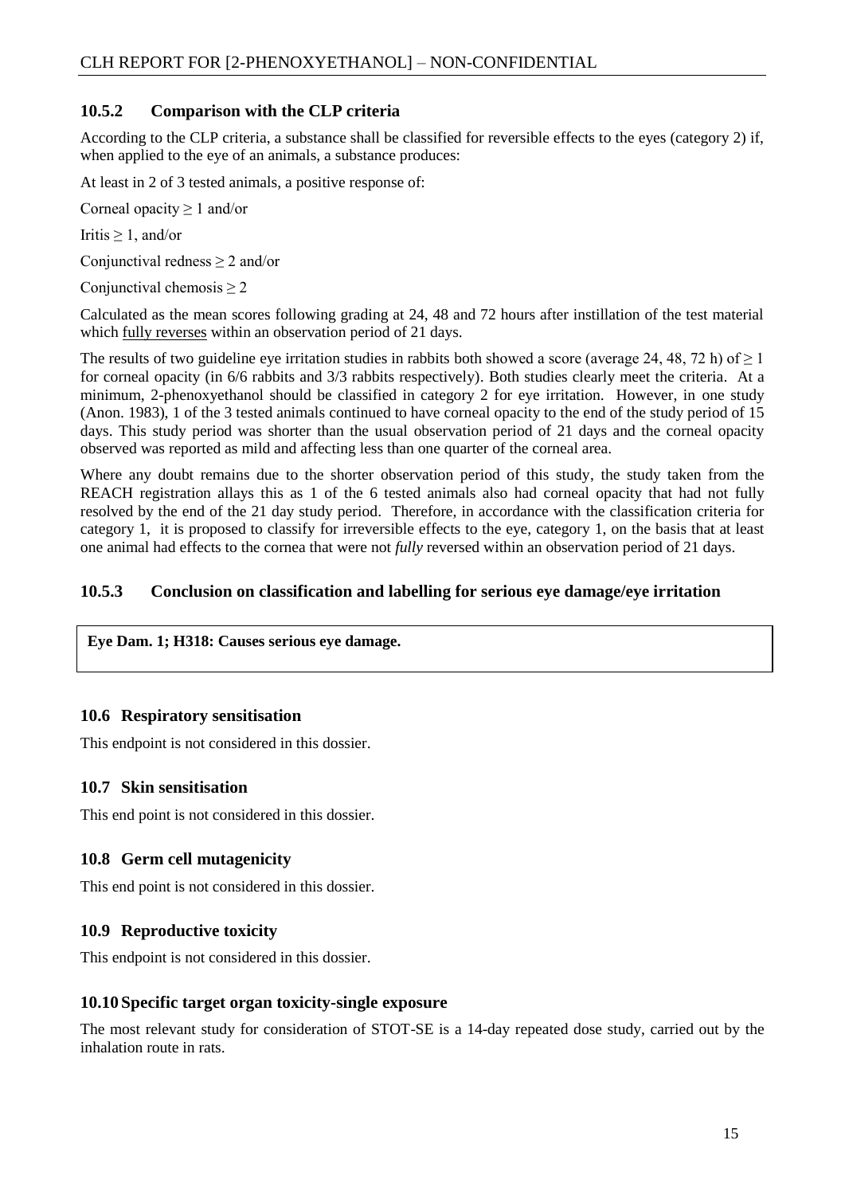### 10.5.2 Comparison with the CLP criteria

According to the CLP criteria, a substance shall be classified for reversible effects to the eyes (category 2) if, when applied to the eye of an animals, a substance produces:

At least in 2 of 3 tested animals, a positive response of:

Corneal opacity ≥ 1 and/or

Iritis ≥ 1, and/or

Conjunctival redness ≥ 2 and/or

Conjunctival chemosis ≥ 2

Calculated as the mean scores following grading at 24, 48 and 72 hours after instillation of the test material which <u>fully reverses</u> within an observation period of 21 days.

The results of two guideline eye irritation studies in rabbits both showed a score (average 24, 48, 72 h) of ≥ 1 for corneal opacity (in 6/6 rabbits and 3/3 rabbits respectively). Both studies clearly meet the criteria. At a minimum, 2-phenoxyethanol should be classified in category 2 for eye irritation. However, in one study (Anon. 1983), 1 of the 3 tested animals continued to have corneal opacity to the end of the study period of 15 days. This study period was shorter than the usual observation period of 21 days and the corneal opacity observed was reported as mild and affecting less than one quarter of the corneal area.

Where any doubt remains due to the shorter observation period of this study, the study taken from the REACH registration allays this as 1 of the 6 tested animals also had corneal opacity that had not fully resolved by the end of the 21 day study period. Therefore, in accordance with the classification criteria for category 1, it is proposed to classify for irreversible effects to the eye, category 1, on the basis that at least one animal had effects to the cornea that were not *fully* reversed within an observation period of 21 days.

### 10.5.3 Conclusion on classification and labelling for serious eye damage/eye irritation

**Eye Dam. 1; H318: Causes serious eye damage.**

## 10.6 Respiratory sensitisation

This endpoint is not considered in this dossier.

## 10.7 Skin sensitisation

This end point is not considered in this dossier.

## 10.8 Germ cell mutagenicity

This end point is not considered in this dossier.

## 10.9 Reproductive toxicity

This endpoint is not considered in this dossier.

## 10.10 Specific target organ toxicity-single exposure

The most relevant study for consideration of STOT-SE is a 14-day repeated dose study, carried out by the inhalation route in rats.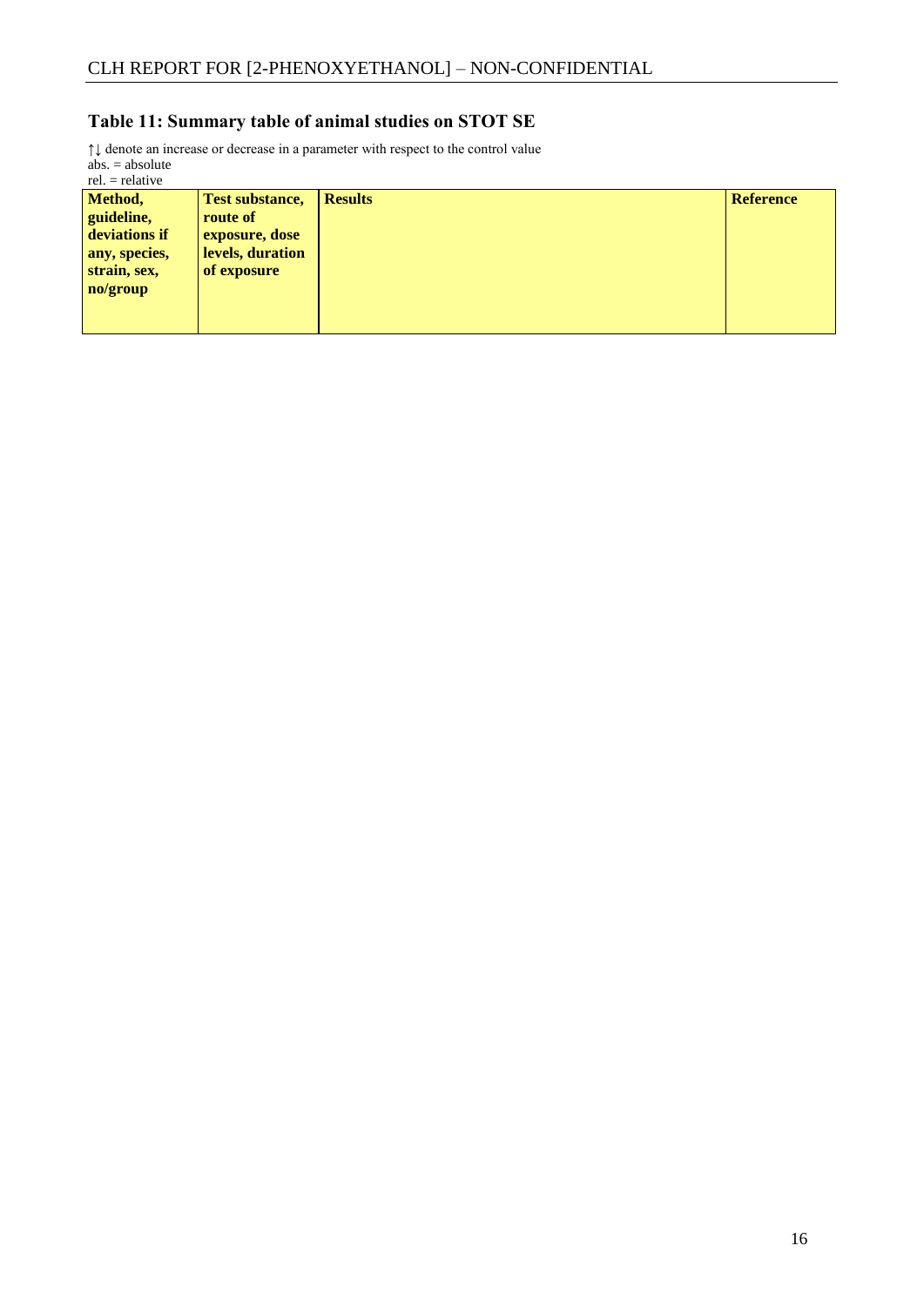## Table 11: Summary table of animal studies on STOT SE

↑↓ denote an increase or decrease in a parameter with respect to the control value
abs. = absolute
rel. = relative

| Method, guideline, deviations if any, species, strain, sex, no/group | Test substance, route of exposure, dose levels, duration of exposure | Results | Reference |
|---|---|---|---|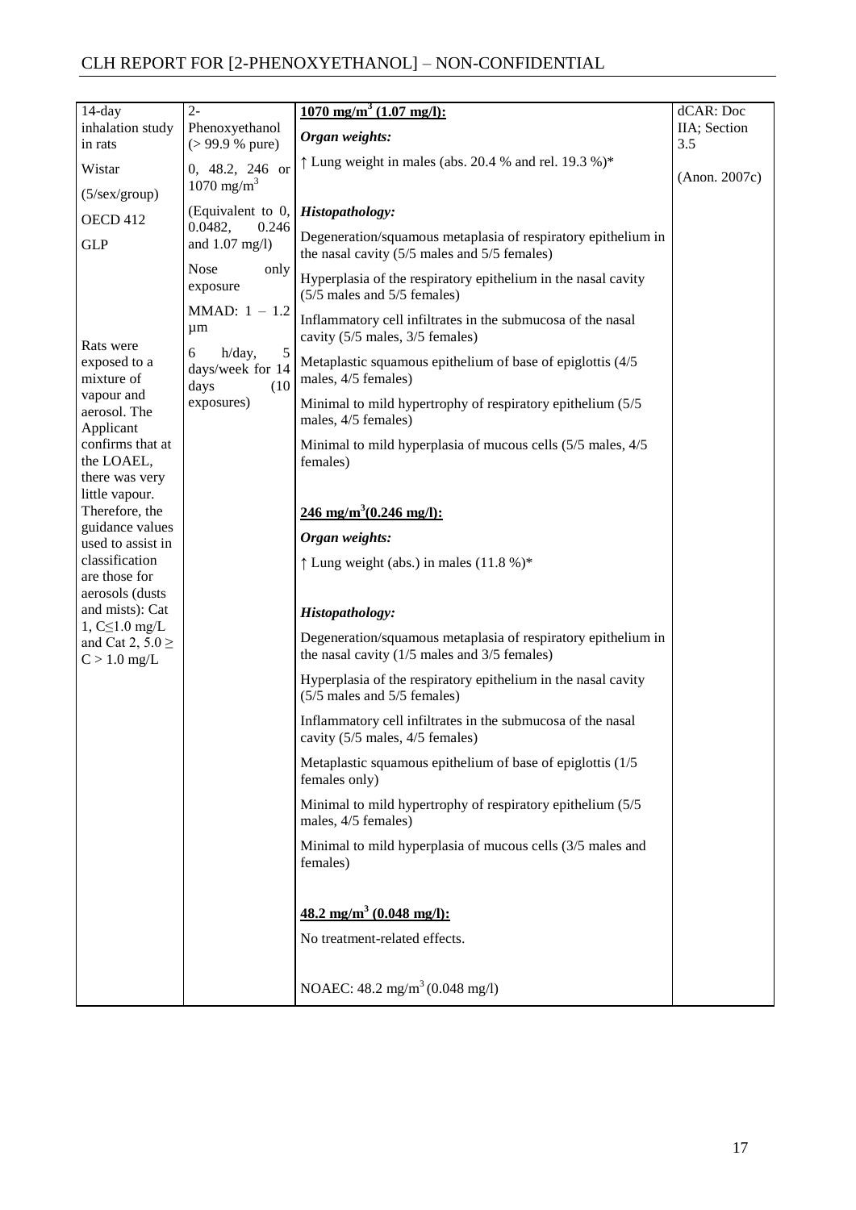| | | | |
|---|---|---|---|
| 14-day inhalation study in rats<br><br>Wistar<br><br>(5/sex/group)<br><br>OECD 412<br><br>GLP<br><br>Rats were exposed to a mixture of vapour and aerosol. The Applicant confirms that at the LOAEL, there was very little vapour. Therefore, the guidance values used to assist in classification are those for aerosols (dusts and mists): Cat 1, C≤1.0 mg/L and Cat 2, 5.0 ≥ C > 1.0 mg/L | 2-Phenoxyethanol (> 99.9 % pure)<br><br>0, 48.2, 246 or 1070 mg/m$^3$<br><br>(Equivalent to 0, 0.0482, 0.246 and 1.07 mg/l)<br><br>Nose only exposure<br><br>MMAD: 1 – 1.2 µm<br><br>6 h/day, 5 days/week for 14 days (10 exposures) | **1070 mg/m$^3$ (1.07 mg/l):**<br><br>***Organ weights:***<br><br>↑ Lung weight in males (abs. 20.4 % and rel. 19.3 %)*<br><br>***Histopathology:***<br><br>Degeneration/squamous metaplasia of respiratory epithelium in the nasal cavity (5/5 males and 5/5 females)<br><br>Hyperplasia of the respiratory epithelium in the nasal cavity (5/5 males and 5/5 females)<br><br>Inflammatory cell infiltrates in the submucosa of the nasal cavity (5/5 males, 3/5 females)<br><br>Metaplastic squamous epithelium of base of epiglottis (4/5 males, 4/5 females)<br><br>Minimal to mild hypertrophy of respiratory epithelium (5/5 males, 4/5 females)<br><br>Minimal to mild hyperplasia of mucous cells (5/5 males, 4/5 females)<br><br>**246 mg/m$^3$(0.246 mg/l):**<br><br>***Organ weights:***<br><br>↑ Lung weight (abs.) in males (11.8 %)*<br><br>***Histopathology:***<br><br>Degeneration/squamous metaplasia of respiratory epithelium in the nasal cavity (1/5 males and 3/5 females)<br><br>Hyperplasia of the respiratory epithelium in the nasal cavity (5/5 males and 5/5 females)<br><br>Inflammatory cell infiltrates in the submucosa of the nasal cavity (5/5 males, 4/5 females)<br><br>Metaplastic squamous epithelium of base of epiglottis (1/5 females only)<br><br>Minimal to mild hypertrophy of respiratory epithelium (5/5 males, 4/5 females)<br><br>Minimal to mild hyperplasia of mucous cells (3/5 males and females)<br><br>**48.2 mg/m$^3$ (0.048 mg/l):**<br><br>No treatment-related effects.<br><br>NOAEC: 48.2 mg/m$^3$ (0.048 mg/l) | dCAR: Doc IIA; Section 3.5<br><br>(Anon. 2007c) |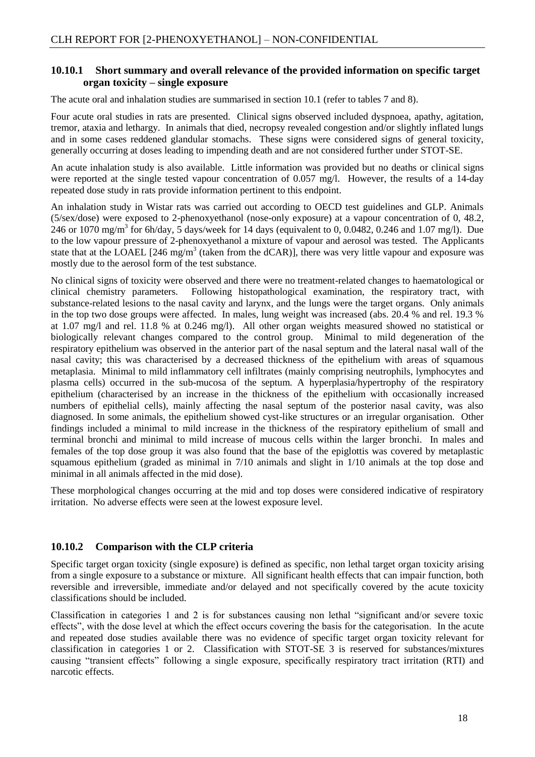### 10.10.1 Short summary and overall relevance of the provided information on specific target organ toxicity – single exposure

The acute oral and inhalation studies are summarised in section 10.1 (refer to tables 7 and 8).

Four acute oral studies in rats are presented. Clinical signs observed included dyspnoea, apathy, agitation, tremor, ataxia and lethargy. In animals that died, necropsy revealed congestion and/or slightly inflated lungs and in some cases reddened glandular stomachs. These signs were considered signs of general toxicity, generally occurring at doses leading to impending death and are not considered further under STOT-SE.

An acute inhalation study is also available. Little information was provided but no deaths or clinical signs were reported at the single tested vapour concentration of 0.057 mg/l. However, the results of a 14-day repeated dose study in rats provide information pertinent to this endpoint.

An inhalation study in Wistar rats was carried out according to OECD test guidelines and GLP. Animals (5/sex/dose) were exposed to 2-phenoxyethanol (nose-only exposure) at a vapour concentration of 0, 48.2, 246 or 1070 mg/m$^3$ for 6h/day, 5 days/week for 14 days (equivalent to 0, 0.0482, 0.246 and 1.07 mg/l). Due to the low vapour pressure of 2-phenoxyethanol a mixture of vapour and aerosol was tested. The Applicants state that at the LOAEL [246 mg/m$^3$ (taken from the dCAR)], there was very little vapour and exposure was mostly due to the aerosol form of the test substance.

No clinical signs of toxicity were observed and there were no treatment-related changes to haematological or clinical chemistry parameters. Following histopathological examination, the respiratory tract, with substance-related lesions to the nasal cavity and larynx, and the lungs were the target organs. Only animals in the top two dose groups were affected. In males, lung weight was increased (abs. 20.4 % and rel. 19.3 % at 1.07 mg/l and rel. 11.8 % at 0.246 mg/l). All other organ weights measured showed no statistical or biologically relevant changes compared to the control group. Minimal to mild degeneration of the respiratory epithelium was observed in the anterior part of the nasal septum and the lateral nasal wall of the nasal cavity; this was characterised by a decreased thickness of the epithelium with areas of squamous metaplasia. Minimal to mild inflammatory cell infiltrates (mainly comprising neutrophils, lymphocytes and plasma cells) occurred in the sub-mucosa of the septum. A hyperplasia/hypertrophy of the respiratory epithelium (characterised by an increase in the thickness of the epithelium with occasionally increased numbers of epithelial cells), mainly affecting the nasal septum of the posterior nasal cavity, was also diagnosed. In some animals, the epithelium showed cyst-like structures or an irregular organisation. Other findings included a minimal to mild increase in the thickness of the respiratory epithelium of small and terminal bronchi and minimal to mild increase of mucous cells within the larger bronchi. In males and females of the top dose group it was also found that the base of the epiglottis was covered by metaplastic squamous epithelium (graded as minimal in 7/10 animals and slight in 1/10 animals at the top dose and minimal in all animals affected in the mid dose).

These morphological changes occurring at the mid and top doses were considered indicative of respiratory irritation. No adverse effects were seen at the lowest exposure level.

### 10.10.2 Comparison with the CLP criteria

Specific target organ toxicity (single exposure) is defined as specific, non lethal target organ toxicity arising from a single exposure to a substance or mixture. All significant health effects that can impair function, both reversible and irreversible, immediate and/or delayed and not specifically covered by the acute toxicity classifications should be included.

Classification in categories 1 and 2 is for substances causing non lethal "significant and/or severe toxic effects", with the dose level at which the effect occurs covering the basis for the categorisation. In the acute and repeated dose studies available there was no evidence of specific target organ toxicity relevant for classification in categories 1 or 2. Classification with STOT-SE 3 is reserved for substances/mixtures causing "transient effects" following a single exposure, specifically respiratory tract irritation (RTI) and narcotic effects.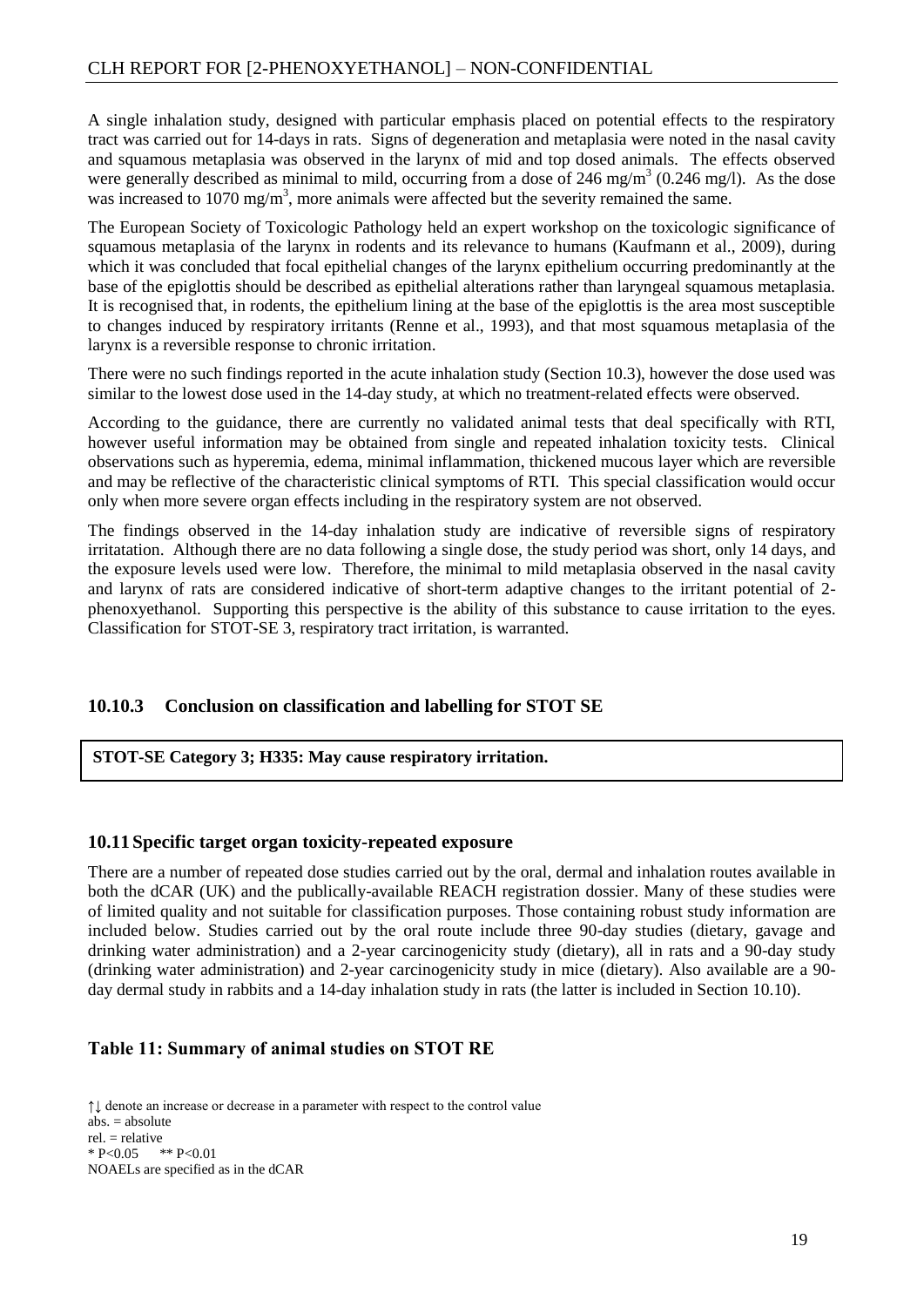A single inhalation study, designed with particular emphasis placed on potential effects to the respiratory tract was carried out for 14-days in rats. Signs of degeneration and metaplasia were noted in the nasal cavity and squamous metaplasia was observed in the larynx of mid and top dosed animals. The effects observed were generally described as minimal to mild, occurring from a dose of 246 mg/m$^3$ (0.246 mg/l). As the dose was increased to 1070 mg/m$^3$, more animals were affected but the severity remained the same.

The European Society of Toxicologic Pathology held an expert workshop on the toxicologic significance of squamous metaplasia of the larynx in rodents and its relevance to humans (Kaufmann et al., 2009), during which it was concluded that focal epithelial changes of the larynx epithelium occurring predominantly at the base of the epiglottis should be described as epithelial alterations rather than laryngeal squamous metaplasia. It is recognised that, in rodents, the epithelium lining at the base of the epiglottis is the area most susceptible to changes induced by respiratory irritants (Renne et al., 1993), and that most squamous metaplasia of the larynx is a reversible response to chronic irritation.

There were no such findings reported in the acute inhalation study (Section 10.3), however the dose used was similar to the lowest dose used in the 14-day study, at which no treatment-related effects were observed.

According to the guidance, there are currently no validated animal tests that deal specifically with RTI, however useful information may be obtained from single and repeated inhalation toxicity tests. Clinical observations such as hyperemia, edema, minimal inflammation, thickened mucous layer which are reversible and may be reflective of the characteristic clinical symptoms of RTI. This special classification would occur only when more severe organ effects including in the respiratory system are not observed.

The findings observed in the 14-day inhalation study are indicative of reversible signs of respiratory irritatation. Although there are no data following a single dose, the study period was short, only 14 days, and the exposure levels used were low. Therefore, the minimal to mild metaplasia observed in the nasal cavity and larynx of rats are considered indicative of short-term adaptive changes to the irritant potential of 2-phenoxyethanol. Supporting this perspective is the ability of this substance to cause irritation to the eyes. Classification for STOT-SE 3, respiratory tract irritation, is warranted.

### 10.10.3 Conclusion on classification and labelling for STOT SE

**STOT-SE Category 3; H335: May cause respiratory irritation.**

## 10.11 Specific target organ toxicity-repeated exposure

There are a number of repeated dose studies carried out by the oral, dermal and inhalation routes available in both the dCAR (UK) and the publically-available REACH registration dossier. Many of these studies were of limited quality and not suitable for classification purposes. Those containing robust study information are included below. Studies carried out by the oral route include three 90-day studies (dietary, gavage and drinking water administration) and a 2-year carcinogenicity study (dietary), all in rats and a 90-day study (drinking water administration) and 2-year carcinogenicity study in mice (dietary). Also available are a 90-day dermal study in rabbits and a 14-day inhalation study in rats (the latter is included in Section 10.10).

### Table 11: Summary of animal studies on STOT RE

↑↓ denote an increase or decrease in a parameter with respect to the control value
abs. = absolute
rel. = relative
* P<0.05 ** P<0.01
NOAELs are specified as in the dCAR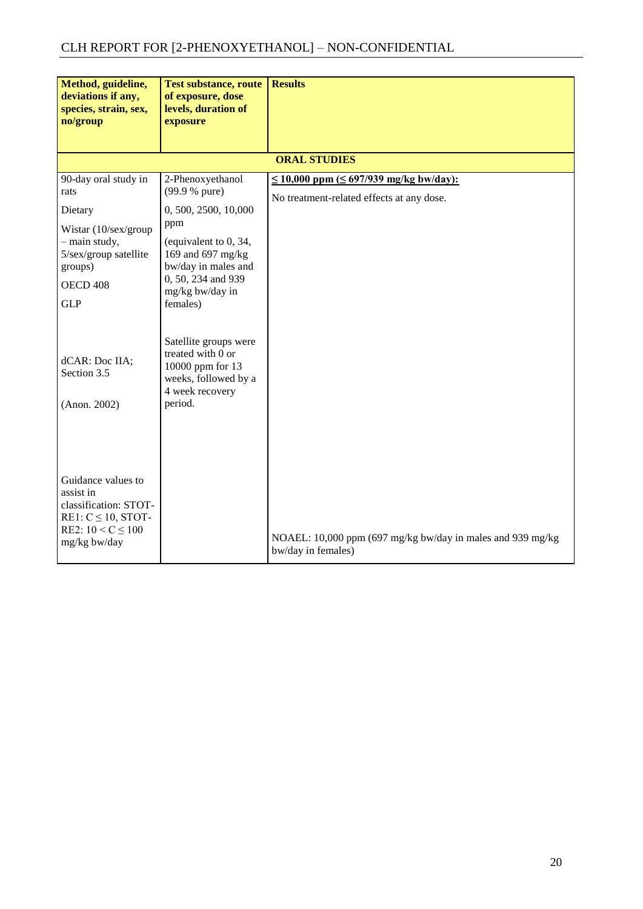| Method, guideline, deviations if any, species, strain, sex, no/group | Test substance, route of exposure, dose levels, duration of exposure | Results |
|---|---|---|
| **ORAL STUDIES** | | |
| 90-day oral study in rats<br><br>Dietary<br><br>Wistar (10/sex/group – main study, 5/sex/group satellite groups)<br><br>OECD 408<br><br>GLP<br><br>dCAR: Doc IIA; Section 3.5<br><br>(Anon. 2002)<br><br>Guidance values to assist in classification: STOT-RE1: C ≤ 10, STOT-RE2: 10 < C ≤ 100 mg/kg bw/day | 2-Phenoxyethanol (99.9 % pure)<br><br>0, 500, 2500, 10,000 ppm<br><br>(equivalent to 0, 34, 169 and 697 mg/kg bw/day in males and 0, 50, 234 and 939 mg/kg bw/day in females)<br><br>Satellite groups were treated with 0 or 10000 ppm for 13 weeks, followed by a 4 week recovery period. | **≤ 10,000 ppm (≤ 697/939 mg/kg bw/day):**<br><br>No treatment-related effects at any dose.<br><br>NOAEL: 10,000 ppm (697 mg/kg bw/day in males and 939 mg/kg bw/day in females) |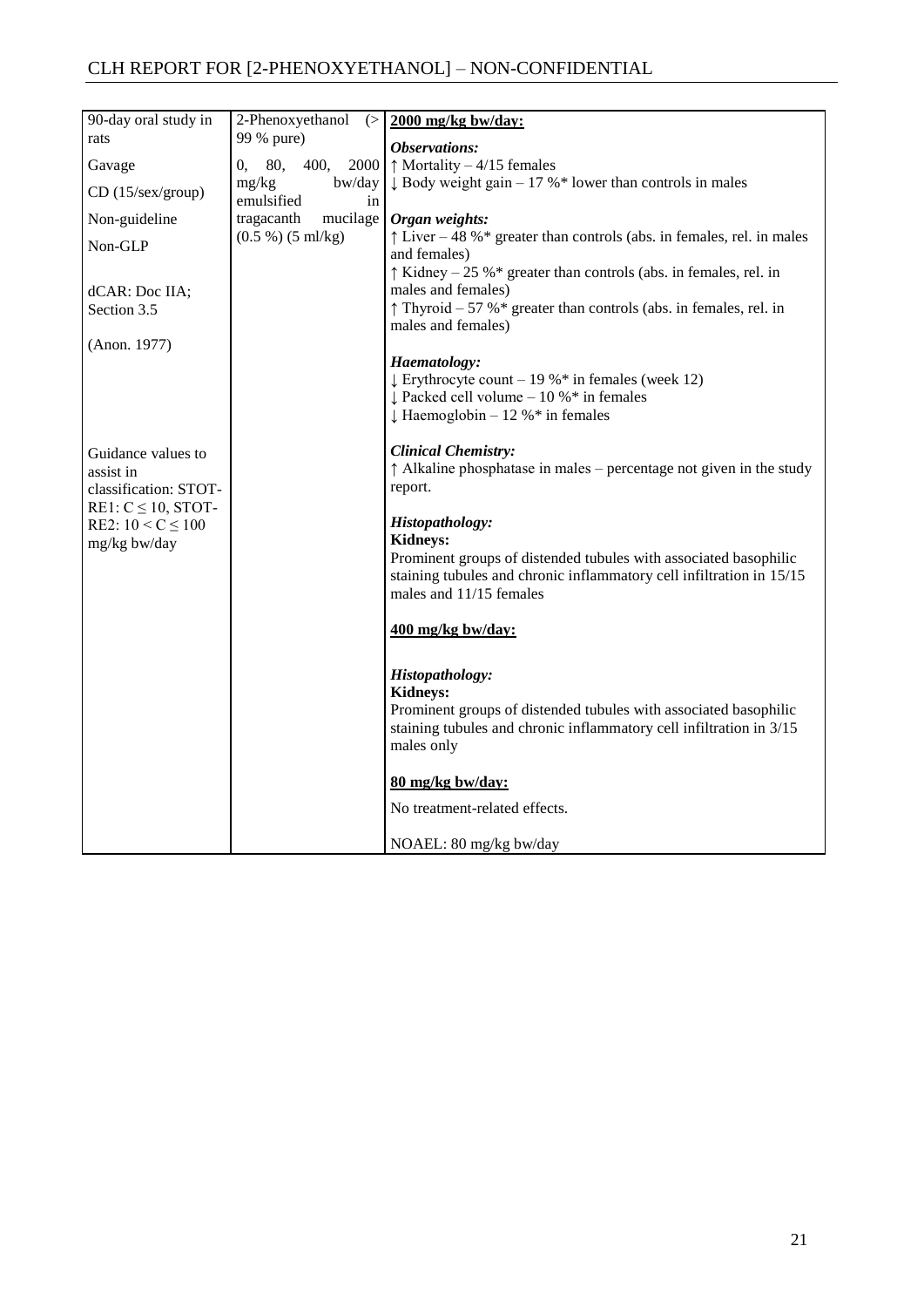| | | |
|---|---|---|
| 90-day oral study in rats<br><br>Gavage<br><br>CD (15/sex/group)<br><br>Non-guideline<br><br>Non-GLP<br><br>dCAR: Doc IIA; Section 3.5<br><br>(Anon. 1977)<br><br>Guidance values to assist in classification: STOT-RE1: C ≤ 10, STOT-RE2: 10 < C ≤ 100 mg/kg bw/day | 2-Phenoxyethanol (> 99 % pure)<br><br>0, 80, 400, 2000 mg/kg bw/day emulsified in tragacanth mucilage (0.5 %) (5 ml/kg) | **2000 mg/kg bw/day:**<br><br>***Observations:***<br>↑ Mortality – 4/15 females<br>↓ Body weight gain – 17 %* lower than controls in males<br><br>***Organ weights:***<br>↑ Liver – 48 %* greater than controls (abs. in females, rel. in males and females)<br>↑ Kidney – 25 %* greater than controls (abs. in females, rel. in males and females)<br>↑ Thyroid – 57 %* greater than controls (abs. in females, rel. in males and females)<br><br>***Haematology:***<br>↓ Erythrocyte count – 19 %* in females (week 12)<br>↓ Packed cell volume – 10 %* in females<br>↓ Haemoglobin – 12 %* in females<br><br>***Clinical Chemistry:***<br>↑ Alkaline phosphatase in males – percentage not given in the study report.<br><br>***Histopathology:***<br>**Kidneys:**<br>Prominent groups of distended tubules with associated basophilic staining tubules and chronic inflammatory cell infiltration in 15/15 males and 11/15 females<br><br>**400 mg/kg bw/day:**<br><br>***Histopathology:***<br>**Kidneys:**<br>Prominent groups of distended tubules with associated basophilic staining tubules and chronic inflammatory cell infiltration in 3/15 males only<br><br>**80 mg/kg bw/day:**<br><br>No treatment-related effects.<br><br>NOAEL: 80 mg/kg bw/day |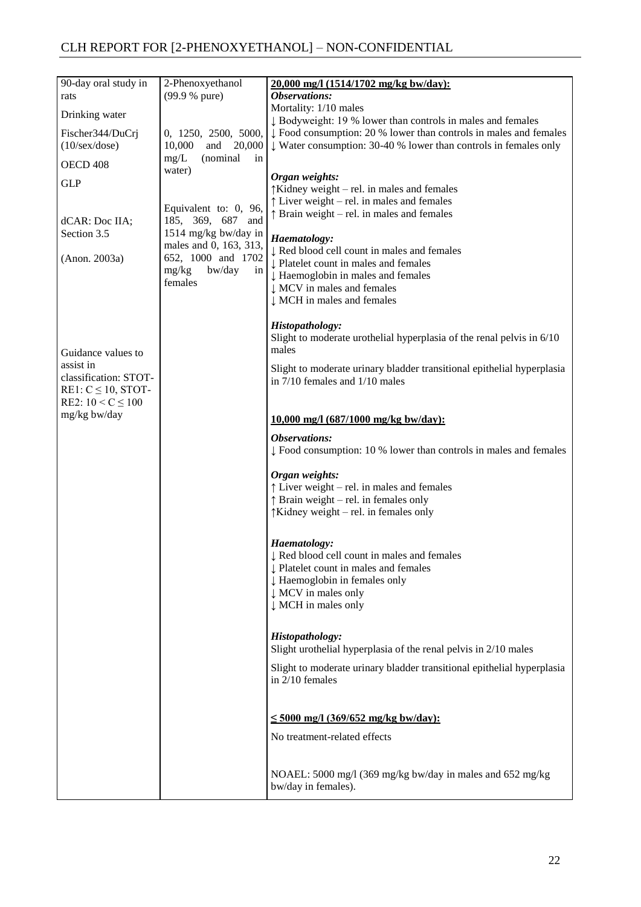| | | |
|---|---|---|
| 90-day oral study in rats<br><br>Drinking water<br><br>Fischer344/DuCrj (10/sex/dose)<br><br>OECD 408<br><br>GLP<br><br>dCAR: Doc IIA; Section 3.5<br><br>(Anon. 2003a)<br><br>Guidance values to assist in classification: STOT-RE1: C ≤ 10, STOT-RE2: 10 < C ≤ 100 mg/kg bw/day | 2-Phenoxyethanol (99.9 % pure)<br><br>0, 1250, 2500, 5000, 10,000 and 20,000 mg/L (nominal in water)<br><br>Equivalent to: 0, 96, 185, 369, 687 and 1514 mg/kg bw/day in males and 0, 163, 313, 652, 1000 and 1702 mg/kg bw/day in females | **<u>20,000 mg/l (1514/1702 mg/kg bw/day):</u>**<br>***Observations:***<br>Mortality: 1/10 males<br>↓ Bodyweight: 19 % lower than controls in males and females<br>↓ Food consumption: 20 % lower than controls in males and females<br>↓ Water consumption: 30-40 % lower than controls in females only<br><br>***Organ weights:***<br>↑Kidney weight – rel. in males and females<br>↑ Liver weight – rel. in males and females<br>↑ Brain weight – rel. in males and females<br><br>***Haematology:***<br>↓ Red blood cell count in males and females<br>↓ Platelet count in males and females<br>↓ Haemoglobin in males and females<br>↓ MCV in males and females<br>↓ MCH in males and females<br><br>***Histopathology:***<br>Slight to moderate urothelial hyperplasia of the renal pelvis in 6/10 males<br><br>Slight to moderate urinary bladder transitional epithelial hyperplasia in 7/10 females and 1/10 males<br><br>**<u>10,000 mg/l (687/1000 mg/kg bw/day):</u>**<br>***Observations:***<br>↓ Food consumption: 10 % lower than controls in males and females<br><br>***Organ weights:***<br>↑ Liver weight – rel. in males and females<br>↑ Brain weight – rel. in females only<br>↑Kidney weight – rel. in females only<br><br>***Haematology:***<br>↓ Red blood cell count in males and females<br>↓ Platelet count in males and females<br>↓ Haemoglobin in females only<br>↓ MCV in males only<br>↓ MCH in males only<br><br>***Histopathology:***<br>Slight urothelial hyperplasia of the renal pelvis in 2/10 males<br><br>Slight to moderate urinary bladder transitional epithelial hyperplasia in 2/10 females<br><br>**<u>≤ 5000 mg/l (369/652 mg/kg bw/day):</u>**<br>No treatment-related effects<br><br>NOAEL: 5000 mg/l (369 mg/kg bw/day in males and 652 mg/kg bw/day in females). |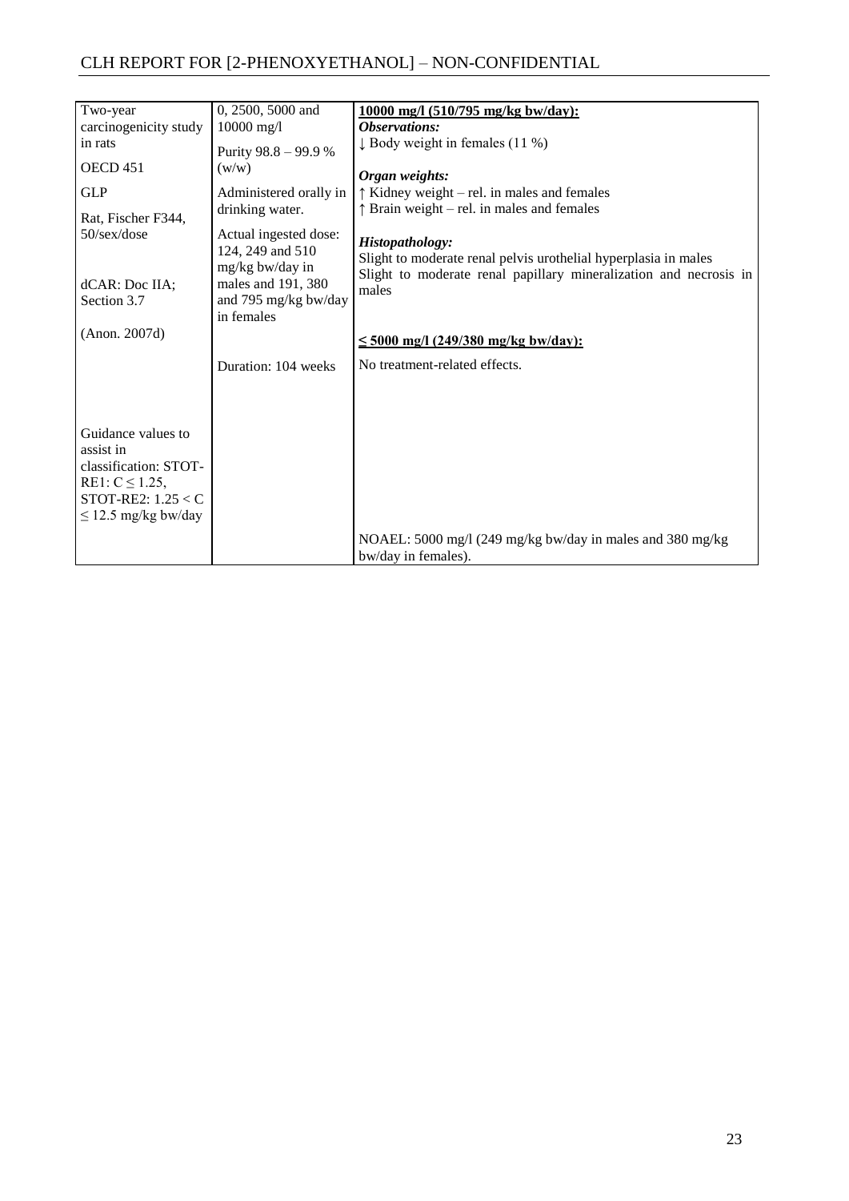| Two-year carcinogenicity study in rats<br><br>OECD 451<br><br>GLP<br><br>Rat, Fischer F344, 50/sex/dose<br><br>dCAR: Doc IIA; Section 3.7<br><br>(Anon. 2007d)<br><br>Guidance values to assist in classification: STOT-RE1: C ≤ 1.25, STOT-RE2: 1.25 < C ≤ 12.5 mg/kg bw/day | 0, 2500, 5000 and 10000 mg/l<br><br>Purity 98.8 – 99.9 % (w/w)<br><br>Administered orally in drinking water.<br><br>Actual ingested dose: 124, 249 and 510 mg/kg bw/day in males and 191, 380 and 795 mg/kg bw/day in females<br><br>Duration: 104 weeks | <u>**10000 mg/l (510/795 mg/kg bw/day):**</u><br>***Observations:***<br>↓ Body weight in females (11 %)<br><br>***Organ weights:***<br>↑ Kidney weight – rel. in males and females<br>↑ Brain weight – rel. in males and females<br><br>***Histopathology:***<br>Slight to moderate renal pelvis urothelial hyperplasia in males<br>Slight to moderate renal papillary mineralization and necrosis in males<br><br><u>**≤ 5000 mg/l (249/380 mg/kg bw/day):**</u><br>No treatment-related effects.<br><br>NOAEL: 5000 mg/l (249 mg/kg bw/day in males and 380 mg/kg bw/day in females). |
|---|---|---|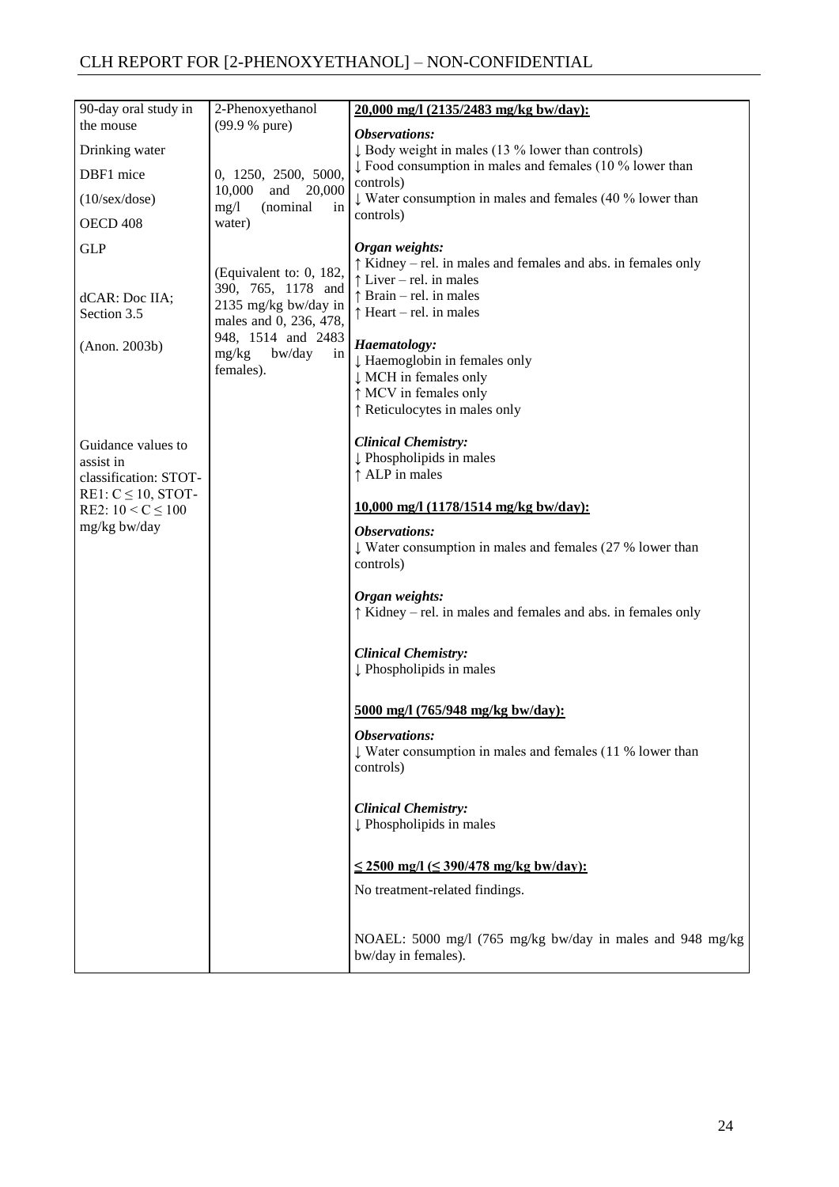| 90-day oral study in the mouse<br><br>Drinking water<br><br>DBF1 mice<br><br>(10/sex/dose)<br><br>OECD 408<br><br>GLP<br><br>dCAR: Doc IIA; Section 3.5<br><br>(Anon. 2003b)<br><br><br><br>Guidance values to assist in classification: STOT-RE1: $C \leq 10$, STOT-RE2: $10 < C \leq 100$ mg/kg bw/day | 2-Phenoxyethanol (99.9 % pure)<br><br>0, 1250, 2500, 5000, 10,000 and 20,000 mg/l (nominal in water)<br><br>(Equivalent to: 0, 182, 390, 765, 1178 and 2135 mg/kg bw/day in males and 0, 236, 478, 948, 1514 and 2483 mg/kg bw/day in females). | **20,000 mg/l (2135/2483 mg/kg bw/day):**<br><br>***Observations:***<br>↓ Body weight in males (13 % lower than controls)<br>↓ Food consumption in males and females (10 % lower than controls)<br>↓ Water consumption in males and females (40 % lower than controls)<br><br>***Organ weights:***<br>↑ Kidney – rel. in males and females and abs. in females only<br>↑ Liver – rel. in males<br>↑ Brain – rel. in males<br>↑ Heart – rel. in males<br><br>***Haematology:***<br>↓ Haemoglobin in females only<br>↓ MCH in females only<br>↑ MCV in females only<br>↑ Reticulocytes in males only<br><br>***Clinical Chemistry:***<br>↓ Phospholipids in males<br>↑ ALP in males<br><br>**10,000 mg/l (1178/1514 mg/kg bw/day):**<br><br>***Observations:***<br>↓ Water consumption in males and females (27 % lower than controls)<br><br>***Organ weights:***<br>↑ Kidney – rel. in males and females and abs. in females only<br><br>***Clinical Chemistry:***<br>↓ Phospholipids in males<br><br>**5000 mg/l (765/948 mg/kg bw/day):**<br><br>***Observations:***<br>↓ Water consumption in males and females (11 % lower than controls)<br><br>***Clinical Chemistry:***<br>↓ Phospholipids in males<br><br>**≤ 2500 mg/l (≤ 390/478 mg/kg bw/day):**<br><br>No treatment-related findings.<br><br>NOAEL: 5000 mg/l (765 mg/kg bw/day in males and 948 mg/kg bw/day in females). |
|---|---|---|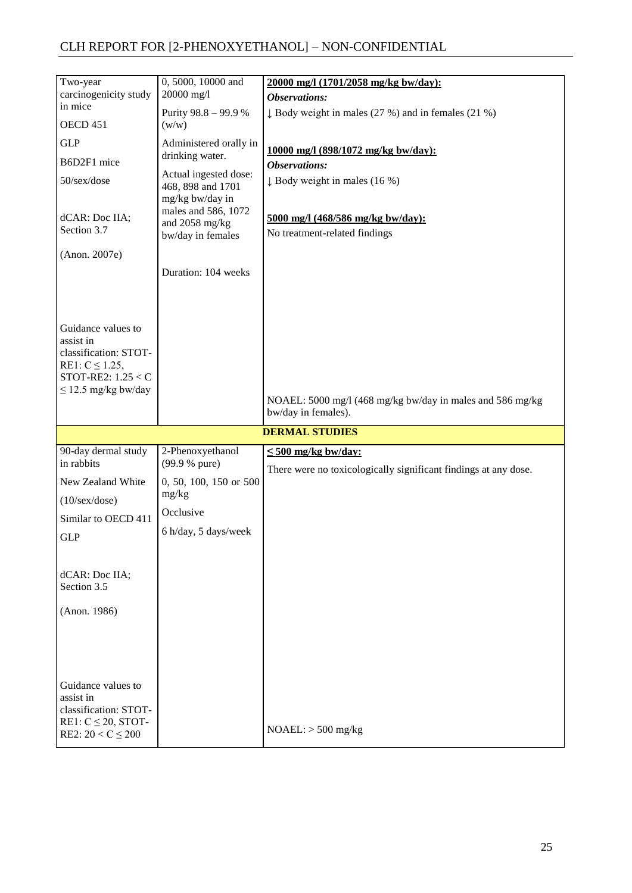| | | |
|---|---|---|
| Two-year carcinogenicity study in mice<br><br>OECD 451<br><br>GLP<br><br>B6D2F1 mice<br><br>50/sex/dose<br><br>dCAR: Doc IIA; Section 3.7<br><br>(Anon. 2007e)<br><br>Guidance values to assist in classification: STOT-RE1: C ≤ 1.25, STOT-RE2: 1.25 < C ≤ 12.5 mg/kg bw/day | 0, 5000, 10000 and 20000 mg/l<br><br>Purity 98.8 – 99.9 % (w/w)<br><br>Administered orally in drinking water.<br><br>Actual ingested dose: 468, 898 and 1701 mg/kg bw/day in males and 586, 1072 and 2058 mg/kg bw/day in females<br><br>Duration: 104 weeks | **20000 mg/l (1701/2058 mg/kg bw/day):**<br>***Observations:***<br>↓ Body weight in males (27 %) and in females (21 %)<br><br>**10000 mg/l (898/1072 mg/kg bw/day):**<br>***Observations:***<br>↓ Body weight in males (16 %)<br><br>**5000 mg/l (468/586 mg/kg bw/day):**<br>No treatment-related findings<br><br>NOAEL: 5000 mg/l (468 mg/kg bw/day in males and 586 mg/kg bw/day in females). |
| | **DERMAL STUDIES** | |
| 90-day dermal study in rabbits<br><br>New Zealand White<br><br>(10/sex/dose)<br><br>Similar to OECD 411<br><br>GLP<br><br>dCAR: Doc IIA; Section 3.5<br><br>(Anon. 1986)<br><br>Guidance values to assist in classification: STOT-RE1: C ≤ 20, STOT-RE2: 20 < C ≤ 200 | 2-Phenoxyethanol (99.9 % pure)<br><br>0, 50, 100, 150 or 500 mg/kg<br><br>Occlusive<br><br>6 h/day, 5 days/week | **≤ 500 mg/kg bw/day:**<br>There were no toxicologically significant findings at any dose.<br><br>NOAEL: > 500 mg/kg |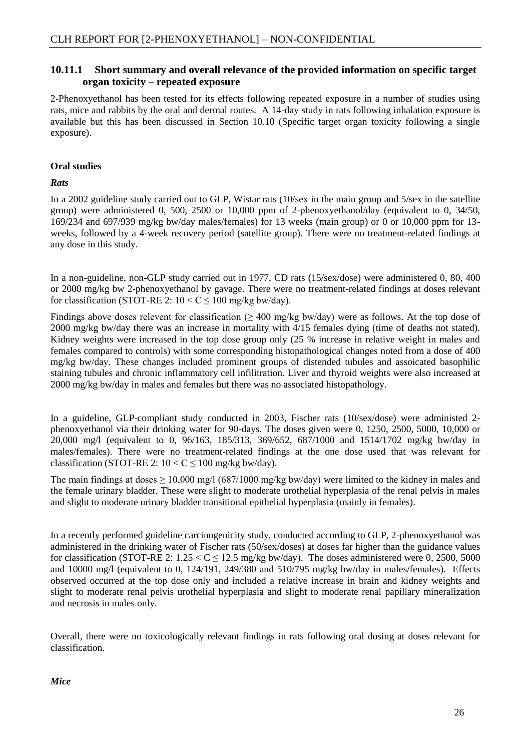### 10.11.1 Short summary and overall relevance of the provided information on specific target organ toxicity – repeated exposure

2-Phenoxyethanol has been tested for its effects following repeated exposure in a number of studies using rats, mice and rabbits by the oral and dermal routes. A 14-day study in rats following inhalation exposure is available but this has been discussed in Section 10.10 (Specific target organ toxicity following a single exposure).

**Oral studies**

***Rats***

In a 2002 guideline study carried out to GLP, Wistar rats (10/sex in the main group and 5/sex in the satellite group) were administered 0, 500, 2500 or 10,000 ppm of 2-phenoxyethanol/day (equivalent to 0, 34/50, 169/234 and 697/939 mg/kg bw/day males/females) for 13 weeks (main group) or 0 or 10,000 ppm for 13-weeks, followed by a 4-week recovery period (satellite group). There were no treatment-related findings at any dose in this study.

In a non-guideline, non-GLP study carried out in 1977, CD rats (15/sex/dose) were administered 0, 80, 400 or 2000 mg/kg bw 2-phenoxyethanol by gavage. There were no treatment-related findings at doses relevant for classification (STOT-RE 2: $10 < C \leq 100$ mg/kg bw/day).

Findings above doses relevent for classification ($\geq$ 400 mg/kg bw/day) were as follows. At the top dose of 2000 mg/kg bw/day there was an increase in mortality with 4/15 females dying (time of deaths not stated). Kidney weights were increased in the top dose group only (25 % increase in relative weight in males and females compared to controls) with some corresponding histopathological changes noted from a dose of 400 mg/kg bw/day. These changes included prominent groups of distended tubules and assoicated basophilic staining tubules and chronic inflammatory cell infiltration. Liver and thyroid weights were also increased at 2000 mg/kg bw/day in males and females but there was no associated histopathology.

In a guideline, GLP-compliant study conducted in 2003, Fischer rats (10/sex/dose) were administed 2-phenoxyethanol via their drinking water for 90-days. The doses given were 0, 1250, 2500, 5000, 10,000 or 20,000 mg/l (equivalent to 0, 96/163, 185/313, 369/652, 687/1000 and 1514/1702 mg/kg bw/day in males/females). There were no treatment-related findings at the one dose used that was relevant for classification (STOT-RE 2: $10 < C \leq 100$ mg/kg bw/day).

The main findings at doses $\geq$ 10,000 mg/l (687/1000 mg/kg bw/day) were limited to the kidney in males and the female urinary bladder. These were slight to moderate urothelial hyperplasia of the renal pelvis in males and slight to moderate urinary bladder transitional epithelial hyperplasia (mainly in females).

In a recently performed guideline carcinogenicity study, conducted according to GLP, 2-phenoxyethanol was administered in the drinking water of Fischer rats (50/sex/doses) at doses far higher than the guidance values for classification (STOT-RE 2: $1.25 < C \leq 12.5$ mg/kg bw/day). The doses administered were 0, 2500, 5000 and 10000 mg/l (equivalent to 0, 124/191, 249/380 and 510/795 mg/kg bw/day in males/females). Effects observed occurred at the top dose only and included a relative increase in brain and kidney weights and slight to moderate renal pelvis urothelial hyperplasia and slight to moderate renal papillary mineralization and necrosis in males only.

Overall, there were no toxicologically relevant findings in rats following oral dosing at doses relevant for classification.

***Mice***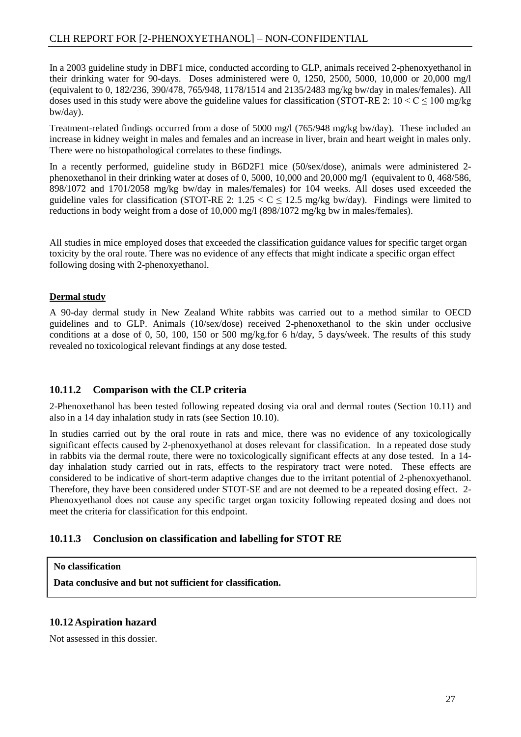In a 2003 guideline study in DBF1 mice, conducted according to GLP, animals received 2-phenoxyethanol in their drinking water for 90-days. Doses administered were 0, 1250, 2500, 5000, 10,000 or 20,000 mg/l (equivalent to 0, 182/236, 390/478, 765/948, 1178/1514 and 2135/2483 mg/kg bw/day in males/females). All doses used in this study were above the guideline values for classification (STOT-RE 2: $10 < C \leq 100$ mg/kg bw/day).

Treatment-related findings occurred from a dose of 5000 mg/l (765/948 mg/kg bw/day). These included an increase in kidney weight in males and females and an increase in liver, brain and heart weight in males only. There were no histopathological correlates to these findings.

In a recently performed, guideline study in B6D2F1 mice (50/sex/dose), animals were administered 2-phenoxethanol in their drinking water at doses of 0, 5000, 10,000 and 20,000 mg/l (equivalent to 0, 468/586, 898/1072 and 1701/2058 mg/kg bw/day in males/females) for 104 weeks. All doses used exceeded the guideline vales for classification (STOT-RE 2: $1.25 < C \leq 12.5$ mg/kg bw/day). Findings were limited to reductions in body weight from a dose of 10,000 mg/l (898/1072 mg/kg bw in males/females).

All studies in mice employed doses that exceeded the classification guidance values for specific target organ toxicity by the oral route. There was no evidence of any effects that might indicate a specific organ effect following dosing with 2-phenoxyethanol.

**Dermal study**

A 90-day dermal study in New Zealand White rabbits was carried out to a method similar to OECD guidelines and to GLP. Animals (10/sex/dose) received 2-phenoxethanol to the skin under occlusive conditions at a dose of 0, 50, 100, 150 or 500 mg/kg.for 6 h/day, 5 days/week. The results of this study revealed no toxicological relevant findings at any dose tested.

### 10.11.2 Comparison with the CLP criteria

2-Phenoxethanol has been tested following repeated dosing via oral and dermal routes (Section 10.11) and also in a 14 day inhalation study in rats (see Section 10.10).

In studies carried out by the oral route in rats and mice, there was no evidence of any toxicologically significant effects caused by 2-phenoxyethanol at doses relevant for classification. In a repeated dose study in rabbits via the dermal route, there were no toxicologically significant effects at any dose tested. In a 14-day inhalation study carried out in rats, effects to the respiratory tract were noted. These effects are considered to be indicative of short-term adaptive changes due to the irritant potential of 2-phenoxyethanol. Therefore, they have been considered under STOT-SE and are not deemed to be a repeated dosing effect. 2-Phenoxyethanol does not cause any specific target organ toxicity following repeated dosing and does not meet the criteria for classification for this endpoint.

### 10.11.3 Conclusion on classification and labelling for STOT RE

**No classification**

**Data conclusive and but not sufficient for classification.**

## 10.12 Aspiration hazard

Not assessed in this dossier.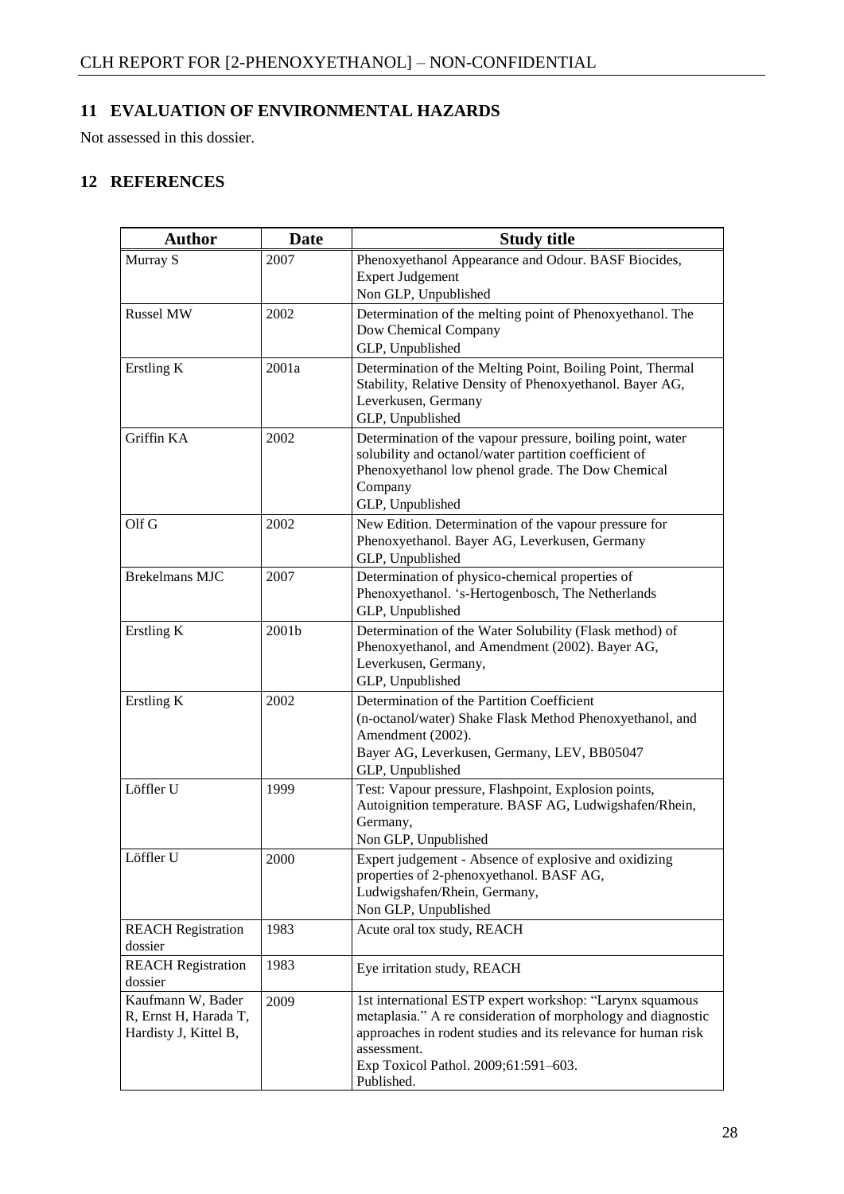## 11 EVALUATION OF ENVIRONMENTAL HAZARDS

Not assessed in this dossier.

## 12 REFERENCES

| Author | Date | Study title |
|---|---|---|
| Murray S | 2007 | Phenoxyethanol Appearance and Odour. BASF Biocides, Expert Judgement<br>Non GLP, Unpublished |
| Russel MW | 2002 | Determination of the melting point of Phenoxyethanol. The Dow Chemical Company<br>GLP, Unpublished |
| Erstling K | 2001a | Determination of the Melting Point, Boiling Point, Thermal Stability, Relative Density of Phenoxyethanol. Bayer AG, Leverkusen, Germany<br>GLP, Unpublished |
| Griffin KA | 2002 | Determination of the vapour pressure, boiling point, water solubility and octanol/water partition coefficient of Phenoxyethanol low phenol grade. The Dow Chemical Company<br>GLP, Unpublished |
| Olf G | 2002 | New Edition. Determination of the vapour pressure for Phenoxyethanol. Bayer AG, Leverkusen, Germany<br>GLP, Unpublished |
| Brekelmans MJC | 2007 | Determination of physico-chemical properties of Phenoxyethanol. 's-Hertogenbosch, The Netherlands<br>GLP, Unpublished |
| Erstling K | 2001b | Determination of the Water Solubility (Flask method) of Phenoxyethanol, and Amendment (2002). Bayer AG, Leverkusen, Germany,<br>GLP, Unpublished |
| Erstling K | 2002 | Determination of the Partition Coefficient<br>(n-octanol/water) Shake Flask Method Phenoxyethanol, and Amendment (2002).<br>Bayer AG, Leverkusen, Germany, LEV, BB05047<br>GLP, Unpublished |
| Löffler U | 1999 | Test: Vapour pressure, Flashpoint, Explosion points, Autoignition temperature. BASF AG, Ludwigshafen/Rhein, Germany,<br>Non GLP, Unpublished |
| Löffler U | 2000 | Expert judgement - Absence of explosive and oxidizing properties of 2-phenoxyethanol. BASF AG, Ludwigshafen/Rhein, Germany,<br>Non GLP, Unpublished |
| REACH Registration dossier | 1983 | Acute oral tox study, REACH |
| REACH Registration dossier | 1983 | Eye irritation study, REACH |
| Kaufmann W, Bader R, Ernst H, Harada T, Hardisty J, Kittel B, | 2009 | 1st international ESTP expert workshop: "Larynx squamous metaplasia." A re consideration of morphology and diagnostic approaches in rodent studies and its relevance for human risk assessment.<br>Exp Toxicol Pathol. 2009;61:591–603.<br>Published. |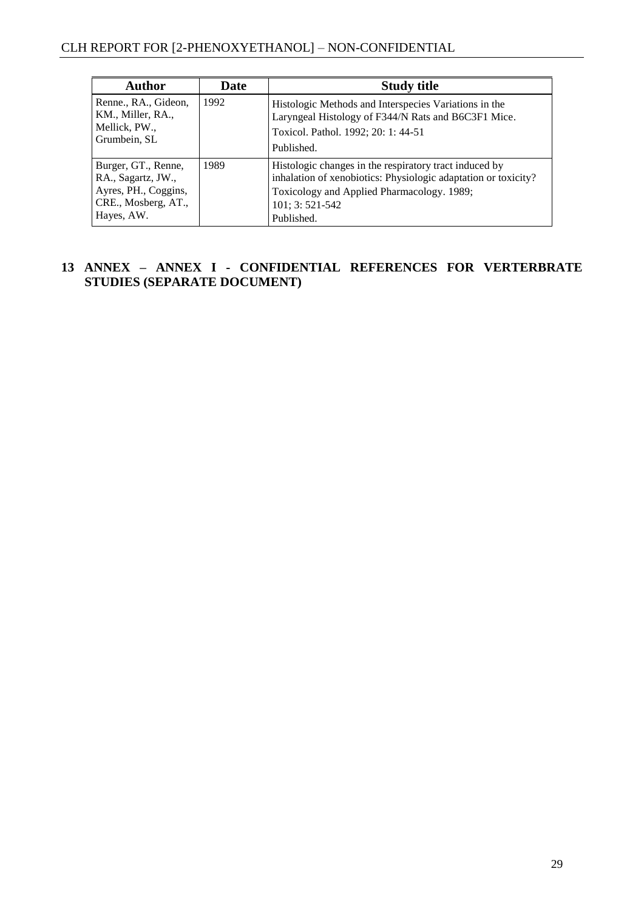| Author | Date | Study title |
|---|---|---|
| Renne., RA., Gideon, KM., Miller, RA., Mellick, PW., Grumbein, SL | 1992 | Histologic Methods and Interspecies Variations in the Laryngeal Histology of F344/N Rats and B6C3F1 Mice. Toxicol. Pathol. 1992; 20: 1: 44-51 Published. |
| Burger, GT., Renne, RA., Sagartz, JW., Ayres, PH., Coggins, CRE., Mosberg, AT., Hayes, AW. | 1989 | Histologic changes in the respiratory tract induced by inhalation of xenobiotics: Physiologic adaptation or toxicity? Toxicology and Applied Pharmacology. 1989; 101; 3: 521-542 Published. |

# 13 ANNEX – ANNEX I - CONFIDENTIAL REFERENCES FOR VERTERBRATE STUDIES (SEPARATE DOCUMENT)